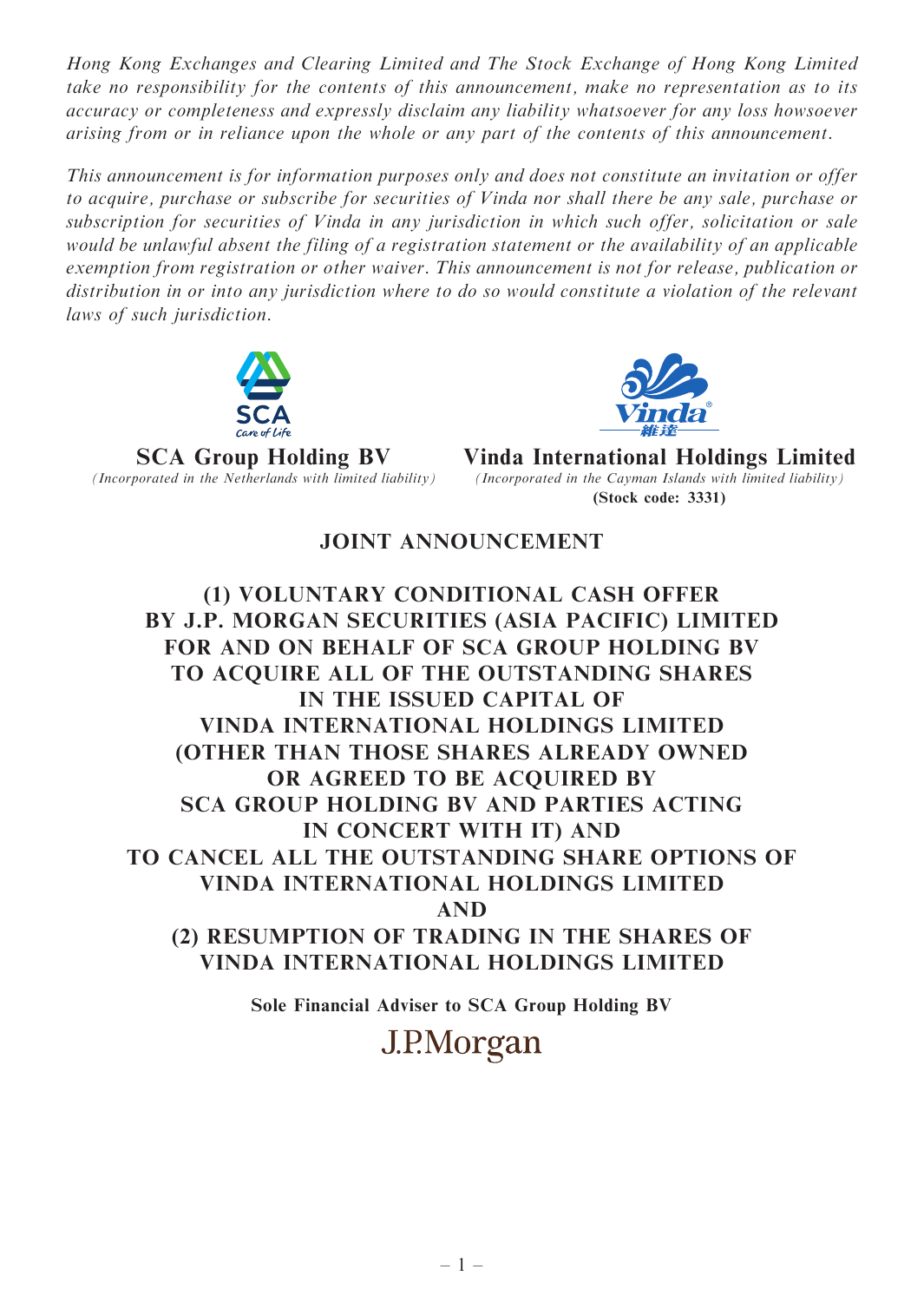*Hong Kong Exchanges and Clearing Limited and The Stock Exchange of Hong Kong Limited take no responsibility for the contents of this announcement, make no representation as to its accuracy or completeness and expressly disclaim any liability whatsoever for any loss howsoever arising from or in reliance upon the whole or any part of the contents of this announcement.*

*This announcement is for information purposes only and does not constitute an invitation or offer to acquire, purchase or subscribe for securities of Vinda nor shall there be any sale, purchase or subscription for securities of Vinda in any jurisdiction in which such offer, solicitation or sale would be unlawful absent the filing of a registration statement or the availability of an applicable exemption from registration or other waiver. This announcement is not for release, publication or distribution in or into any jurisdiction where to do so would constitute a violation of the relevant laws of such jurisdiction.*

**SCA Group Holding BV**

*(Incorporated in the Netherlands with limited liability)*

**Vinda International Holdings Limited**

*(Incorporated in the Cayman Islands with limited liability)*

**(Stock code: 3331)**

# JOINT ANNOUNCEMENT

# (1) VOLUNTARY CONDITIONAL CASH OFFER BY J.P. MORGAN SECURITIES (ASIA PACIFIC) LIMITED FOR AND ON BEHALF OF SCA GROUP HOLDING BV TO ACQUIRE ALL OF THE OUTSTANDING SHARES IN THE ISSUED CAPITAL OF VINDA INTERNATIONAL HOLDINGS LIMITED (OTHER THAN THOSE SHARES ALREADY OWNED OR AGREED TO BE ACQUIRED BY SCA GROUP HOLDING BV AND PARTIES ACTING IN CONCERT WITH IT) AND TO CANCEL ALL THE OUTSTANDING SHARE OPTIONS OF VINDA INTERNATIONAL HOLDINGS LIMITED AND (2) RESUMPTION OF TRADING IN THE SHARES OF VINDA INTERNATIONAL HOLDINGS LIMITED

**Sole Financial Adviser to SCA Group Holding BV**

J.P.Morgan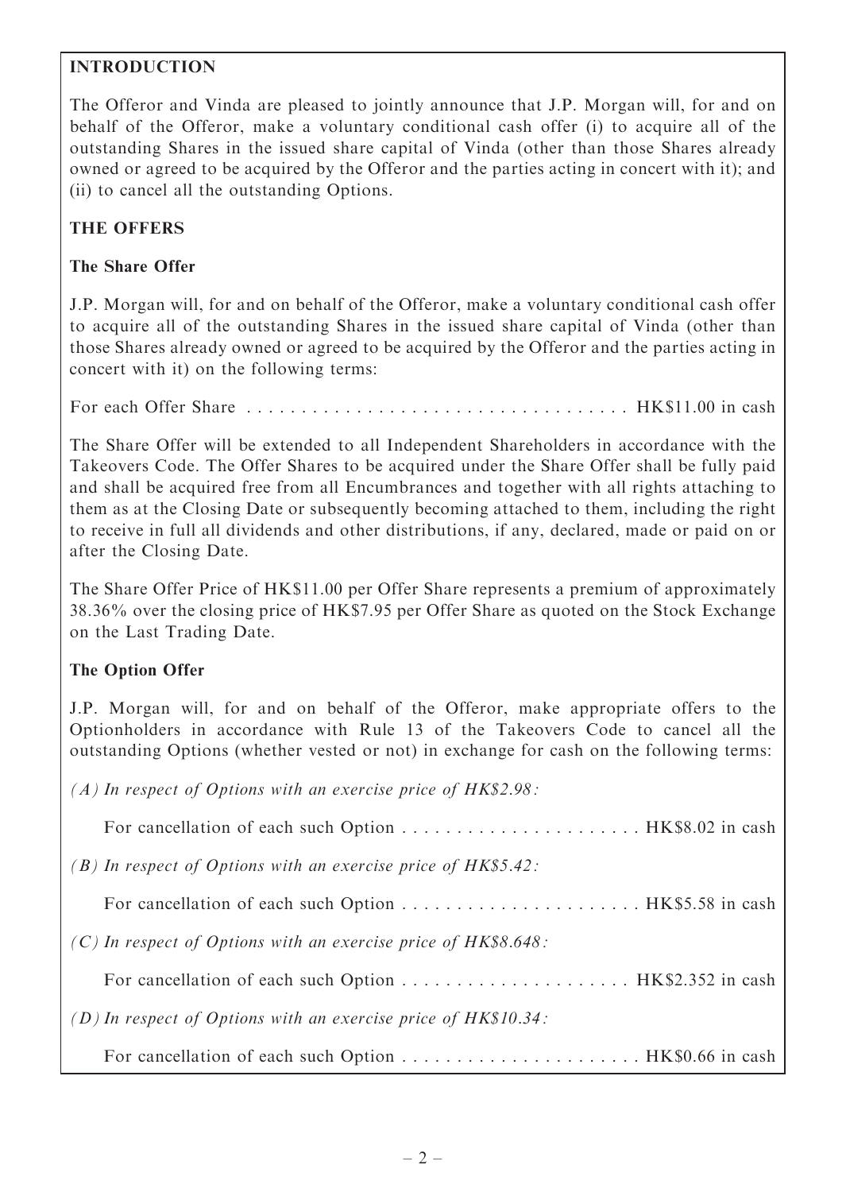## INTRODUCTION

The Offeror and Vinda are pleased to jointly announce that J.P. Morgan will, for and on behalf of the Offeror, make a voluntary conditional cash offer (i) to acquire all of the outstanding Shares in the issued share capital of Vinda (other than those Shares already owned or agreed to be acquired by the Offeror and the parties acting in concert with it); and (ii) to cancel all the outstanding Options.

## THE OFFERS

### The Share Offer

J.P. Morgan will, for and on behalf of the Offeror, make a voluntary conditional cash offer to acquire all of the outstanding Shares in the issued share capital of Vinda (other than those Shares already owned or agreed to be acquired by the Offeror and the parties acting in concert with it) on the following terms:

For each Offer Share . . . . . . . . . . . . . . . . . . . . . . . . . . . . . . . . . . . . HK$11.00 in cash

The Share Offer will be extended to all Independent Shareholders in accordance with the Takeovers Code. The Offer Shares to be acquired under the Share Offer shall be fully paid and shall be acquired free from all Encumbrances and together with all rights attaching to them as at the Closing Date or subsequently becoming attached to them, including the right to receive in full all dividends and other distributions, if any, declared, made or paid on or after the Closing Date.

The Share Offer Price of HK$11.00 per Offer Share represents a premium of approximately 38.36% over the closing price of HK$7.95 per Offer Share as quoted on the Stock Exchange on the Last Trading Date.

### The Option Offer

J.P. Morgan will, for and on behalf of the Offeror, make appropriate offers to the Optionholders in accordance with Rule 13 of the Takeovers Code to cancel all the outstanding Options (whether vested or not) in exchange for cash on the following terms:

*(A) In respect of Options with an exercise price of HK$2.98:*

For cancellation of each such Option . . . . . . . . . . . . . . . . . . . . . HK$8.02 in cash

*(B) In respect of Options with an exercise price of HK$5.42:*

For cancellation of each such Option . . . . . . . . . . . . . . . . . . . . . HK$5.58 in cash

*(C) In respect of Options with an exercise price of HK$8.648:*

For cancellation of each such Option . . . . . . . . . . . . . . . . . . . . HK$2.352 in cash

*(D) In respect of Options with an exercise price of HK$10.34:*

For cancellation of each such Option . . . . . . . . . . . . . . . . . . . . . HK$0.66 in cash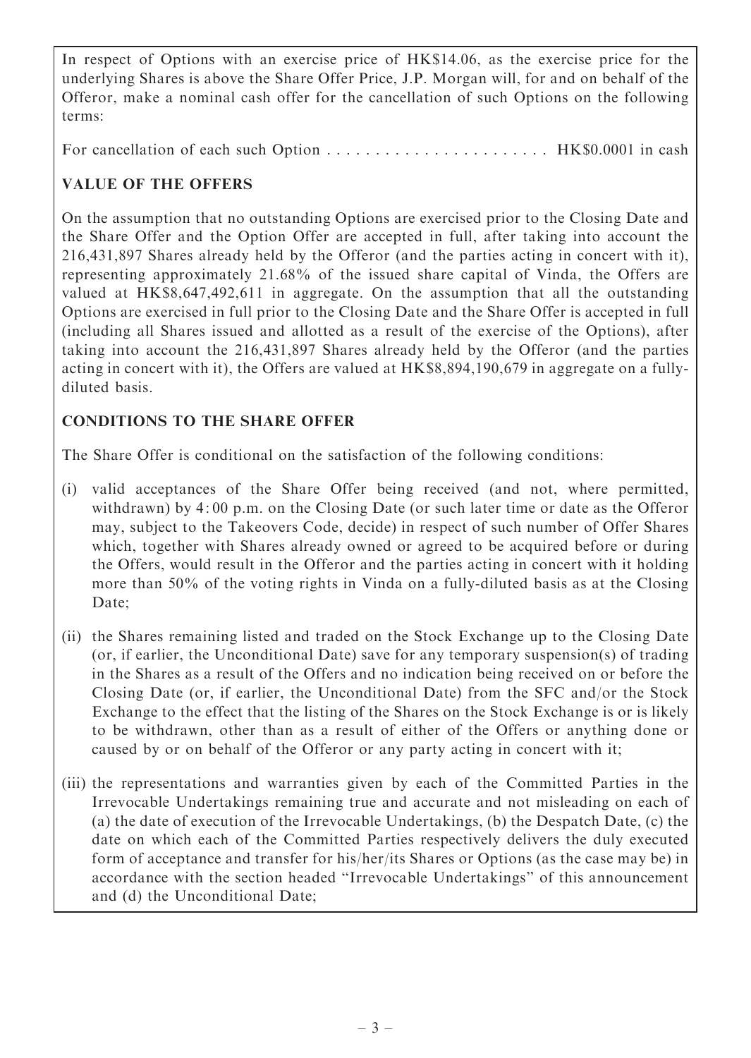In respect of Options with an exercise price of HK$14.06, as the exercise price for the underlying Shares is above the Share Offer Price, J.P. Morgan will, for and on behalf of the Offeror, make a nominal cash offer for the cancellation of such Options on the following terms:

For cancellation of each such Option . . . . . . . . . . . . . . . . . . . . . . . HK$0.0001 in cash

## VALUE OF THE OFFERS

On the assumption that no outstanding Options are exercised prior to the Closing Date and the Share Offer and the Option Offer are accepted in full, after taking into account the 216,431,897 Shares already held by the Offeror (and the parties acting in concert with it), representing approximately 21.68% of the issued share capital of Vinda, the Offers are valued at HK$8,647,492,611 in aggregate. On the assumption that all the outstanding Options are exercised in full prior to the Closing Date and the Share Offer is accepted in full (including all Shares issued and allotted as a result of the exercise of the Options), after taking into account the 216,431,897 Shares already held by the Offeror (and the parties acting in concert with it), the Offers are valued at HK$8,894,190,679 in aggregate on a fully-diluted basis.

## CONDITIONS TO THE SHARE OFFER

The Share Offer is conditional on the satisfaction of the following conditions:

(i) valid acceptances of the Share Offer being received (and not, where permitted, withdrawn) by 4:00 p.m. on the Closing Date (or such later time or date as the Offeror may, subject to the Takeovers Code, decide) in respect of such number of Offer Shares which, together with Shares already owned or agreed to be acquired before or during the Offers, would result in the Offeror and the parties acting in concert with it holding more than 50% of the voting rights in Vinda on a fully-diluted basis as at the Closing Date;

(ii) the Shares remaining listed and traded on the Stock Exchange up to the Closing Date (or, if earlier, the Unconditional Date) save for any temporary suspension(s) of trading in the Shares as a result of the Offers and no indication being received on or before the Closing Date (or, if earlier, the Unconditional Date) from the SFC and/or the Stock Exchange to the effect that the listing of the Shares on the Stock Exchange is or is likely to be withdrawn, other than as a result of either of the Offers or anything done or caused by or on behalf of the Offeror or any party acting in concert with it;

(iii) the representations and warranties given by each of the Committed Parties in the Irrevocable Undertakings remaining true and accurate and not misleading on each of (a) the date of execution of the Irrevocable Undertakings, (b) the Despatch Date, (c) the date on which each of the Committed Parties respectively delivers the duly executed form of acceptance and transfer for his/her/its Shares or Options (as the case may be) in accordance with the section headed "Irrevocable Undertakings" of this announcement and (d) the Unconditional Date;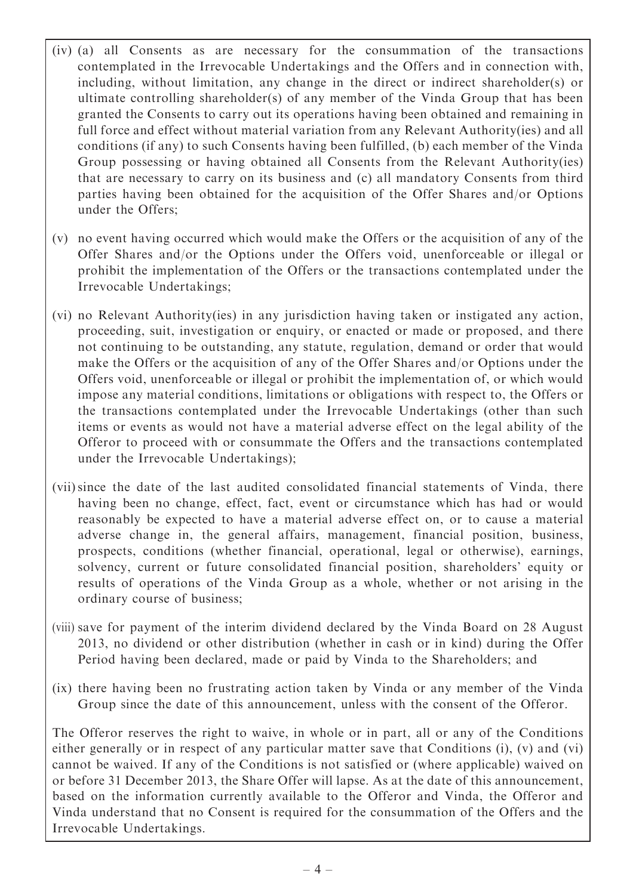(iv) (a) all Consents as are necessary for the consummation of the transactions contemplated in the Irrevocable Undertakings and the Offers and in connection with, including, without limitation, any change in the direct or indirect shareholder(s) or ultimate controlling shareholder(s) of any member of the Vinda Group that has been granted the Consents to carry out its operations having been obtained and remaining in full force and effect without material variation from any Relevant Authority(ies) and all conditions (if any) to such Consents having been fulfilled, (b) each member of the Vinda Group possessing or having obtained all Consents from the Relevant Authority(ies) that are necessary to carry on its business and (c) all mandatory Consents from third parties having been obtained for the acquisition of the Offer Shares and/or Options under the Offers;

(v) no event having occurred which would make the Offers or the acquisition of any of the Offer Shares and/or the Options under the Offers void, unenforceable or illegal or prohibit the implementation of the Offers or the transactions contemplated under the Irrevocable Undertakings;

(vi) no Relevant Authority(ies) in any jurisdiction having taken or instigated any action, proceeding, suit, investigation or enquiry, or enacted or made or proposed, and there not continuing to be outstanding, any statute, regulation, demand or order that would make the Offers or the acquisition of any of the Offer Shares and/or Options under the Offers void, unenforceable or illegal or prohibit the implementation of, or which would impose any material conditions, limitations or obligations with respect to, the Offers or the transactions contemplated under the Irrevocable Undertakings (other than such items or events as would not have a material adverse effect on the legal ability of the Offeror to proceed with or consummate the Offers and the transactions contemplated under the Irrevocable Undertakings);

(vii) since the date of the last audited consolidated financial statements of Vinda, there having been no change, effect, fact, event or circumstance which has had or would reasonably be expected to have a material adverse effect on, or to cause a material adverse change in, the general affairs, management, financial position, business, prospects, conditions (whether financial, operational, legal or otherwise), earnings, solvency, current or future consolidated financial position, shareholders' equity or results of operations of the Vinda Group as a whole, whether or not arising in the ordinary course of business;

(viii) save for payment of the interim dividend declared by the Vinda Board on 28 August 2013, no dividend or other distribution (whether in cash or in kind) during the Offer Period having been declared, made or paid by Vinda to the Shareholders; and

(ix) there having been no frustrating action taken by Vinda or any member of the Vinda Group since the date of this announcement, unless with the consent of the Offeror.

The Offeror reserves the right to waive, in whole or in part, all or any of the Conditions either generally or in respect of any particular matter save that Conditions (i), (v) and (vi) cannot be waived. If any of the Conditions is not satisfied or (where applicable) waived on or before 31 December 2013, the Share Offer will lapse. As at the date of this announcement, based on the information currently available to the Offeror and Vinda, the Offeror and Vinda understand that no Consent is required for the consummation of the Offers and the Irrevocable Undertakings.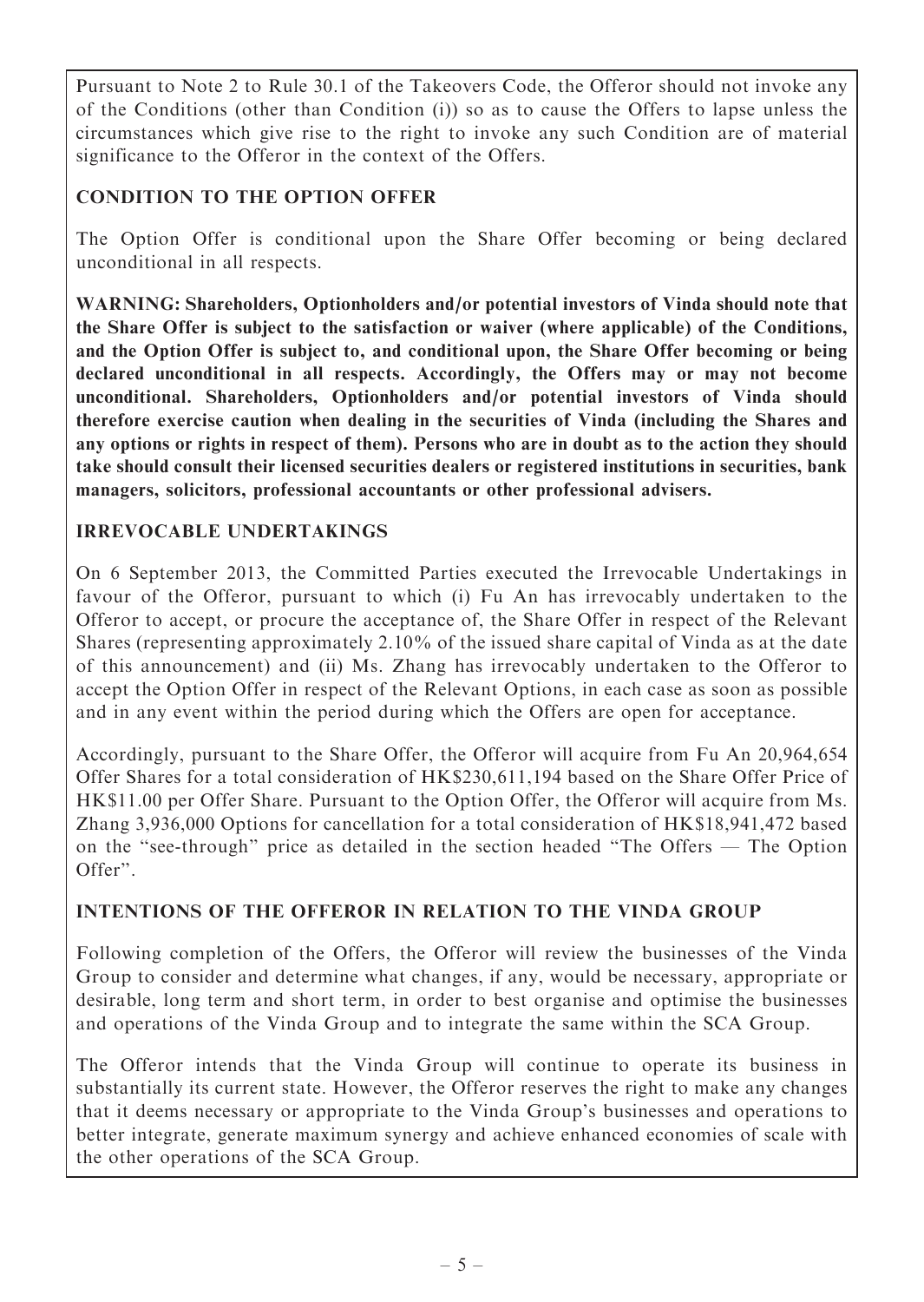Pursuant to Note 2 to Rule 30.1 of the Takeovers Code, the Offeror should not invoke any of the Conditions (other than Condition (i)) so as to cause the Offers to lapse unless the circumstances which give rise to the right to invoke any such Condition are of material significance to the Offeror in the context of the Offers.

## CONDITION TO THE OPTION OFFER

The Option Offer is conditional upon the Share Offer becoming or being declared unconditional in all respects.

**WARNING: Shareholders, Optionholders and/or potential investors of Vinda should note that the Share Offer is subject to the satisfaction or waiver (where applicable) of the Conditions, and the Option Offer is subject to, and conditional upon, the Share Offer becoming or being declared unconditional in all respects. Accordingly, the Offers may or may not become unconditional. Shareholders, Optionholders and/or potential investors of Vinda should therefore exercise caution when dealing in the securities of Vinda (including the Shares and any options or rights in respect of them). Persons who are in doubt as to the action they should take should consult their licensed securities dealers or registered institutions in securities, bank managers, solicitors, professional accountants or other professional advisers.**

## IRREVOCABLE UNDERTAKINGS

On 6 September 2013, the Committed Parties executed the Irrevocable Undertakings in favour of the Offeror, pursuant to which (i) Fu An has irrevocably undertaken to the Offeror to accept, or procure the acceptance of, the Share Offer in respect of the Relevant Shares (representing approximately 2.10% of the issued share capital of Vinda as at the date of this announcement) and (ii) Ms. Zhang has irrevocably undertaken to the Offeror to accept the Option Offer in respect of the Relevant Options, in each case as soon as possible and in any event within the period during which the Offers are open for acceptance.

Accordingly, pursuant to the Share Offer, the Offeror will acquire from Fu An 20,964,654 Offer Shares for a total consideration of HK$230,611,194 based on the Share Offer Price of HK$11.00 per Offer Share. Pursuant to the Option Offer, the Offeror will acquire from Ms. Zhang 3,936,000 Options for cancellation for a total consideration of HK$18,941,472 based on the "see-through" price as detailed in the section headed "The Offers — The Option Offer".

## INTENTIONS OF THE OFFEROR IN RELATION TO THE VINDA GROUP

Following completion of the Offers, the Offeror will review the businesses of the Vinda Group to consider and determine what changes, if any, would be necessary, appropriate or desirable, long term and short term, in order to best organise and optimise the businesses and operations of the Vinda Group and to integrate the same within the SCA Group.

The Offeror intends that the Vinda Group will continue to operate its business in substantially its current state. However, the Offeror reserves the right to make any changes that it deems necessary or appropriate to the Vinda Group's businesses and operations to better integrate, generate maximum synergy and achieve enhanced economies of scale with the other operations of the SCA Group.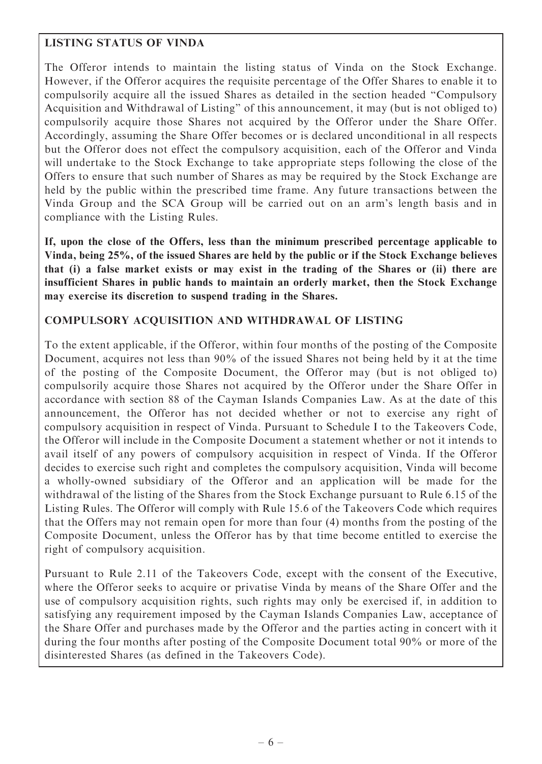## LISTING STATUS OF VINDA

The Offeror intends to maintain the listing status of Vinda on the Stock Exchange. However, if the Offeror acquires the requisite percentage of the Offer Shares to enable it to compulsorily acquire all the issued Shares as detailed in the section headed "Compulsory Acquisition and Withdrawal of Listing" of this announcement, it may (but is not obliged to) compulsorily acquire those Shares not acquired by the Offeror under the Share Offer. Accordingly, assuming the Share Offer becomes or is declared unconditional in all respects but the Offeror does not effect the compulsory acquisition, each of the Offeror and Vinda will undertake to the Stock Exchange to take appropriate steps following the close of the Offers to ensure that such number of Shares as may be required by the Stock Exchange are held by the public within the prescribed time frame. Any future transactions between the Vinda Group and the SCA Group will be carried out on an arm's length basis and in compliance with the Listing Rules.

**If, upon the close of the Offers, less than the minimum prescribed percentage applicable to Vinda, being 25%, of the issued Shares are held by the public or if the Stock Exchange believes that (i) a false market exists or may exist in the trading of the Shares or (ii) there are insufficient Shares in public hands to maintain an orderly market, then the Stock Exchange may exercise its discretion to suspend trading in the Shares.**

## COMPULSORY ACQUISITION AND WITHDRAWAL OF LISTING

To the extent applicable, if the Offeror, within four months of the posting of the Composite Document, acquires not less than 90% of the issued Shares not being held by it at the time of the posting of the Composite Document, the Offeror may (but is not obliged to) compulsorily acquire those Shares not acquired by the Offeror under the Share Offer in accordance with section 88 of the Cayman Islands Companies Law. As at the date of this announcement, the Offeror has not decided whether or not to exercise any right of compulsory acquisition in respect of Vinda. Pursuant to Schedule I to the Takeovers Code, the Offeror will include in the Composite Document a statement whether or not it intends to avail itself of any powers of compulsory acquisition in respect of Vinda. If the Offeror decides to exercise such right and completes the compulsory acquisition, Vinda will become a wholly-owned subsidiary of the Offeror and an application will be made for the withdrawal of the listing of the Shares from the Stock Exchange pursuant to Rule 6.15 of the Listing Rules. The Offeror will comply with Rule 15.6 of the Takeovers Code which requires that the Offers may not remain open for more than four (4) months from the posting of the Composite Document, unless the Offeror has by that time become entitled to exercise the right of compulsory acquisition.

Pursuant to Rule 2.11 of the Takeovers Code, except with the consent of the Executive, where the Offeror seeks to acquire or privatise Vinda by means of the Share Offer and the use of compulsory acquisition rights, such rights may only be exercised if, in addition to satisfying any requirement imposed by the Cayman Islands Companies Law, acceptance of the Share Offer and purchases made by the Offeror and the parties acting in concert with it during the four months after posting of the Composite Document total 90% or more of the disinterested Shares (as defined in the Takeovers Code).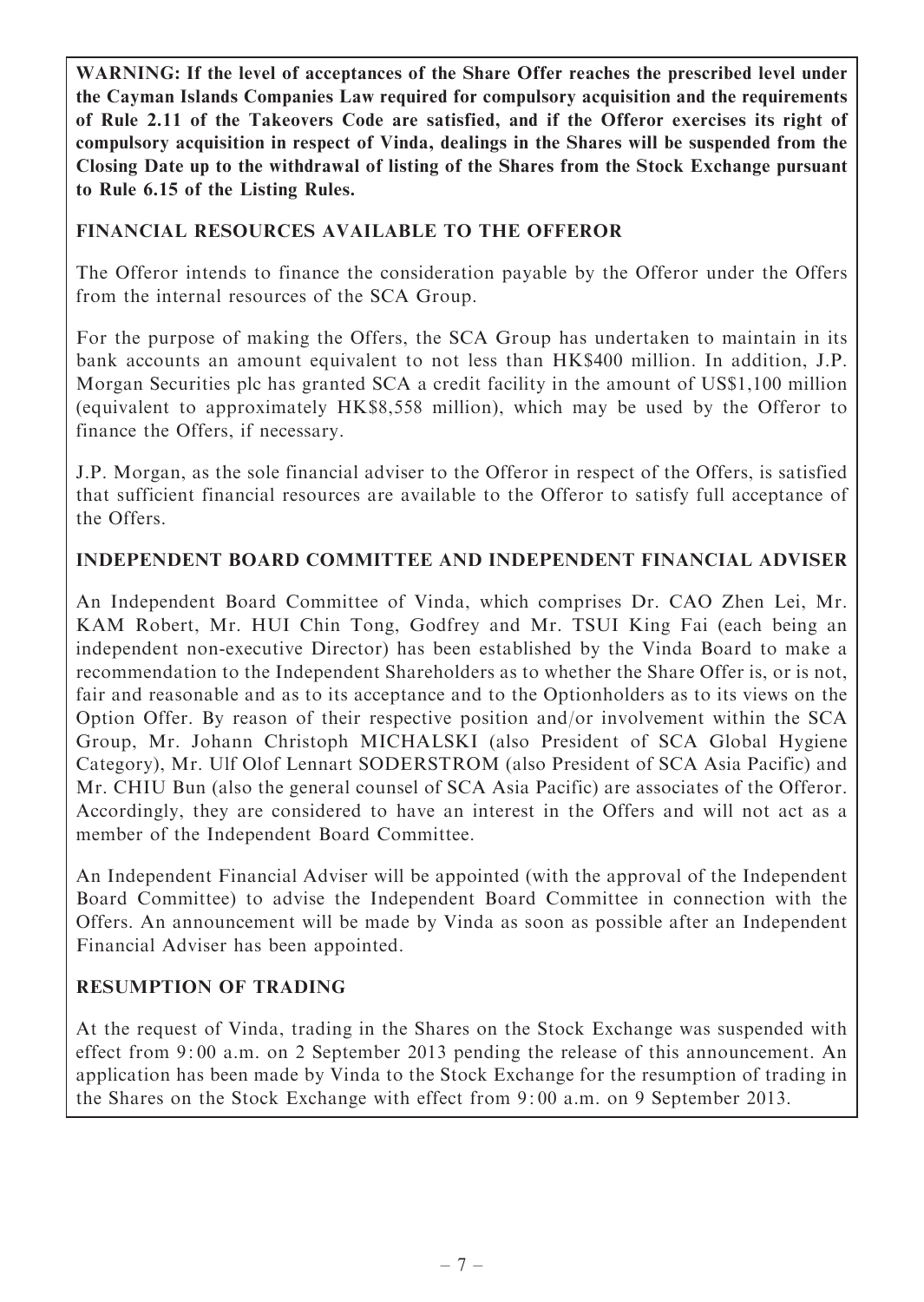**WARNING: If the level of acceptances of the Share Offer reaches the prescribed level under the Cayman Islands Companies Law required for compulsory acquisition and the requirements of Rule 2.11 of the Takeovers Code are satisfied, and if the Offeror exercises its right of compulsory acquisition in respect of Vinda, dealings in the Shares will be suspended from the Closing Date up to the withdrawal of listing of the Shares from the Stock Exchange pursuant to Rule 6.15 of the Listing Rules.**

## FINANCIAL RESOURCES AVAILABLE TO THE OFFEROR

The Offeror intends to finance the consideration payable by the Offeror under the Offers from the internal resources of the SCA Group.

For the purpose of making the Offers, the SCA Group has undertaken to maintain in its bank accounts an amount equivalent to not less than HK$400 million. In addition, J.P. Morgan Securities plc has granted SCA a credit facility in the amount of US$1,100 million (equivalent to approximately HK$8,558 million), which may be used by the Offeror to finance the Offers, if necessary.

J.P. Morgan, as the sole financial adviser to the Offeror in respect of the Offers, is satisfied that sufficient financial resources are available to the Offeror to satisfy full acceptance of the Offers.

## INDEPENDENT BOARD COMMITTEE AND INDEPENDENT FINANCIAL ADVISER

An Independent Board Committee of Vinda, which comprises Dr. CAO Zhen Lei, Mr. KAM Robert, Mr. HUI Chin Tong, Godfrey and Mr. TSUI King Fai (each being an independent non-executive Director) has been established by the Vinda Board to make a recommendation to the Independent Shareholders as to whether the Share Offer is, or is not, fair and reasonable and as to its acceptance and to the Optionholders as to its views on the Option Offer. By reason of their respective position and/or involvement within the SCA Group, Mr. Johann Christoph MICHALSKI (also President of SCA Global Hygiene Category), Mr. Ulf Olof Lennart SODERSTROM (also President of SCA Asia Pacific) and Mr. CHIU Bun (also the general counsel of SCA Asia Pacific) are associates of the Offeror. Accordingly, they are considered to have an interest in the Offers and will not act as a member of the Independent Board Committee.

An Independent Financial Adviser will be appointed (with the approval of the Independent Board Committee) to advise the Independent Board Committee in connection with the Offers. An announcement will be made by Vinda as soon as possible after an Independent Financial Adviser has been appointed.

## RESUMPTION OF TRADING

At the request of Vinda, trading in the Shares on the Stock Exchange was suspended with effect from 9:00 a.m. on 2 September 2013 pending the release of this announcement. An application has been made by Vinda to the Stock Exchange for the resumption of trading in the Shares on the Stock Exchange with effect from 9:00 a.m. on 9 September 2013.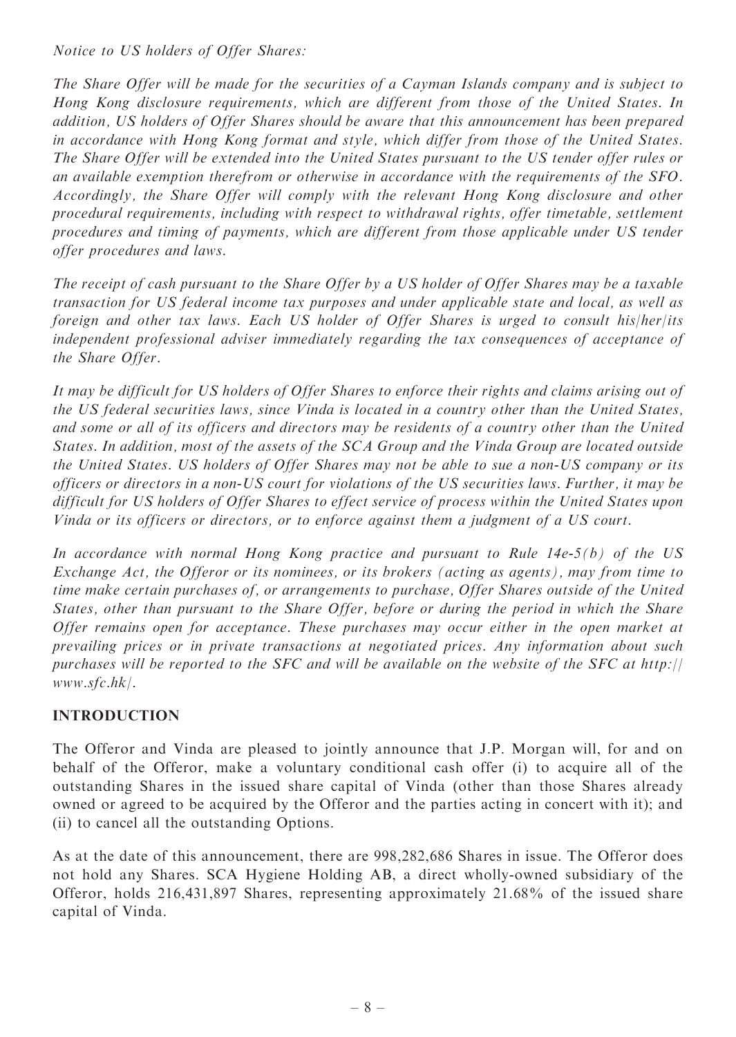*Notice to US holders of Offer Shares:*

*The Share Offer will be made for the securities of a Cayman Islands company and is subject to Hong Kong disclosure requirements, which are different from those of the United States. In addition, US holders of Offer Shares should be aware that this announcement has been prepared in accordance with Hong Kong format and style, which differ from those of the United States. The Share Offer will be extended into the United States pursuant to the US tender offer rules or an available exemption therefrom or otherwise in accordance with the requirements of the SFO. Accordingly, the Share Offer will comply with the relevant Hong Kong disclosure and other procedural requirements, including with respect to withdrawal rights, offer timetable, settlement procedures and timing of payments, which are different from those applicable under US tender offer procedures and laws.*

*The receipt of cash pursuant to the Share Offer by a US holder of Offer Shares may be a taxable transaction for US federal income tax purposes and under applicable state and local, as well as foreign and other tax laws. Each US holder of Offer Shares is urged to consult his/her/its independent professional adviser immediately regarding the tax consequences of acceptance of the Share Offer.*

*It may be difficult for US holders of Offer Shares to enforce their rights and claims arising out of the US federal securities laws, since Vinda is located in a country other than the United States, and some or all of its officers and directors may be residents of a country other than the United States. In addition, most of the assets of the SCA Group and the Vinda Group are located outside the United States. US holders of Offer Shares may not be able to sue a non-US company or its officers or directors in a non-US court for violations of the US securities laws. Further, it may be difficult for US holders of Offer Shares to effect service of process within the United States upon Vinda or its officers or directors, or to enforce against them a judgment of a US court.*

*In accordance with normal Hong Kong practice and pursuant to Rule 14e-5(b) of the US Exchange Act, the Offeror or its nominees, or its brokers (acting as agents), may from time to time make certain purchases of, or arrangements to purchase, Offer Shares outside of the United States, other than pursuant to the Share Offer, before or during the period in which the Share Offer remains open for acceptance. These purchases may occur either in the open market at prevailing prices or in private transactions at negotiated prices. Any information about such purchases will be reported to the SFC and will be available on the website of the SFC at http://www.sfc.hk/.*

## INTRODUCTION

The Offeror and Vinda are pleased to jointly announce that J.P. Morgan will, for and on behalf of the Offeror, make a voluntary conditional cash offer (i) to acquire all of the outstanding Shares in the issued share capital of Vinda (other than those Shares already owned or agreed to be acquired by the Offeror and the parties acting in concert with it); and (ii) to cancel all the outstanding Options.

As at the date of this announcement, there are 998,282,686 Shares in issue. The Offeror does not hold any Shares. SCA Hygiene Holding AB, a direct wholly-owned subsidiary of the Offeror, holds 216,431,897 Shares, representing approximately 21.68% of the issued share capital of Vinda.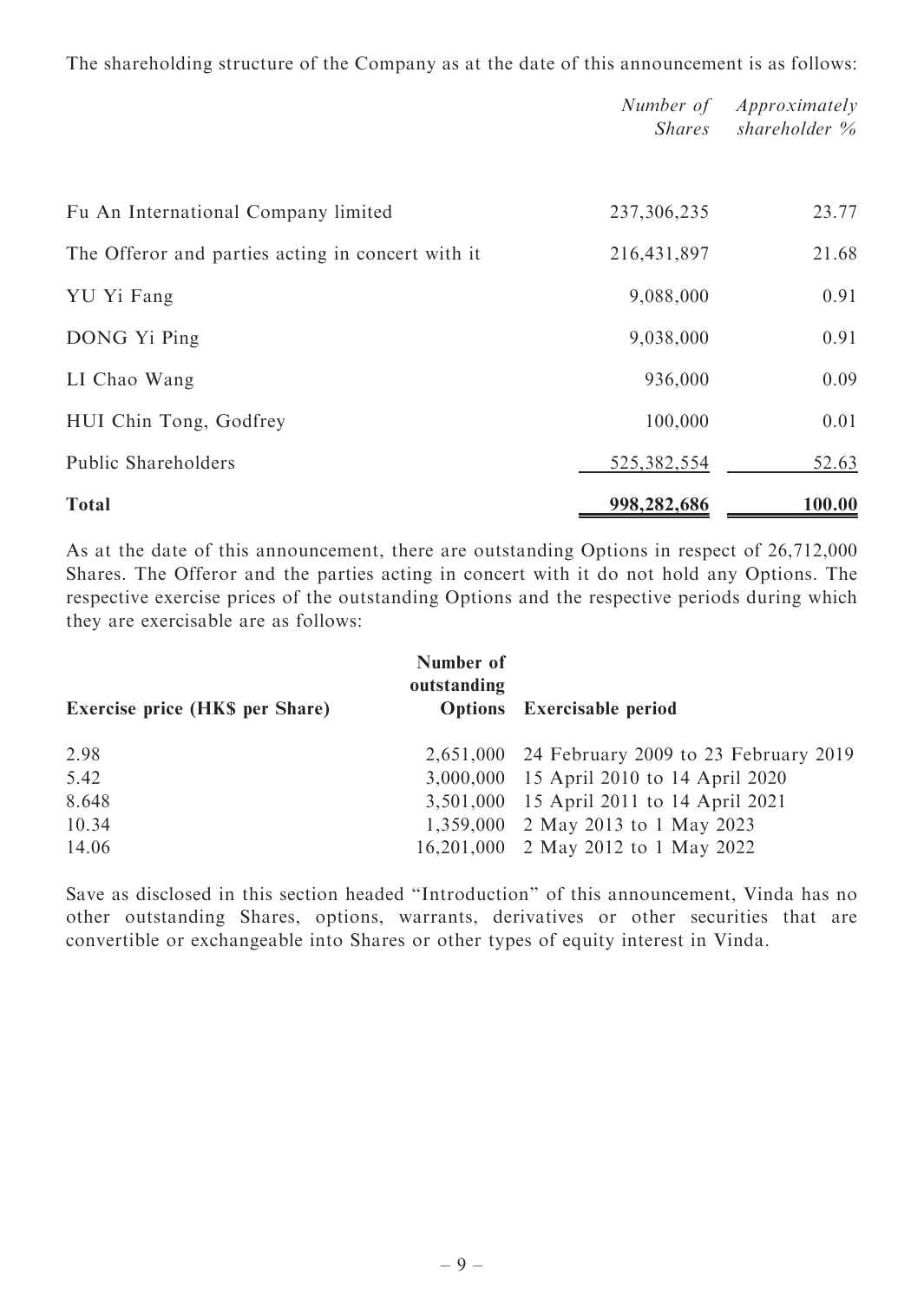The shareholding structure of the Company as at the date of this announcement is as follows:

| | *Number of Shares* | *Approximately shareholder %* |
|---|---|---|
| Fu An International Company limited | 237,306,235 | 23.77 |
| The Offeror and parties acting in concert with it | 216,431,897 | 21.68 |
| YU Yi Fang | 9,088,000 | 0.91 |
| DONG Yi Ping | 9,038,000 | 0.91 |
| LI Chao Wang | 936,000 | 0.09 |
| HUI Chin Tong, Godfrey | 100,000 | 0.01 |
| Public Shareholders | 525,382,554 | 52.63 |
| **Total** | **998,282,686** | **100.00** |

As at the date of this announcement, there are outstanding Options in respect of 26,712,000 Shares. The Offeror and the parties acting in concert with it do not hold any Options. The respective exercise prices of the outstanding Options and the respective periods during which they are exercisable are as follows:

| Exercise price (HK$ per Share) | Number of outstanding Options | Exercisable period |
|---|---|---|
| 2.98 | 2,651,000 | 24 February 2009 to 23 February 2019 |
| 5.42 | 3,000,000 | 15 April 2010 to 14 April 2020 |
| 8.648 | 3,501,000 | 15 April 2011 to 14 April 2021 |
| 10.34 | 1,359,000 | 2 May 2013 to 1 May 2023 |
| 14.06 | 16,201,000 | 2 May 2012 to 1 May 2022 |

Save as disclosed in this section headed "Introduction" of this announcement, Vinda has no other outstanding Shares, options, warrants, derivatives or other securities that are convertible or exchangeable into Shares or other types of equity interest in Vinda.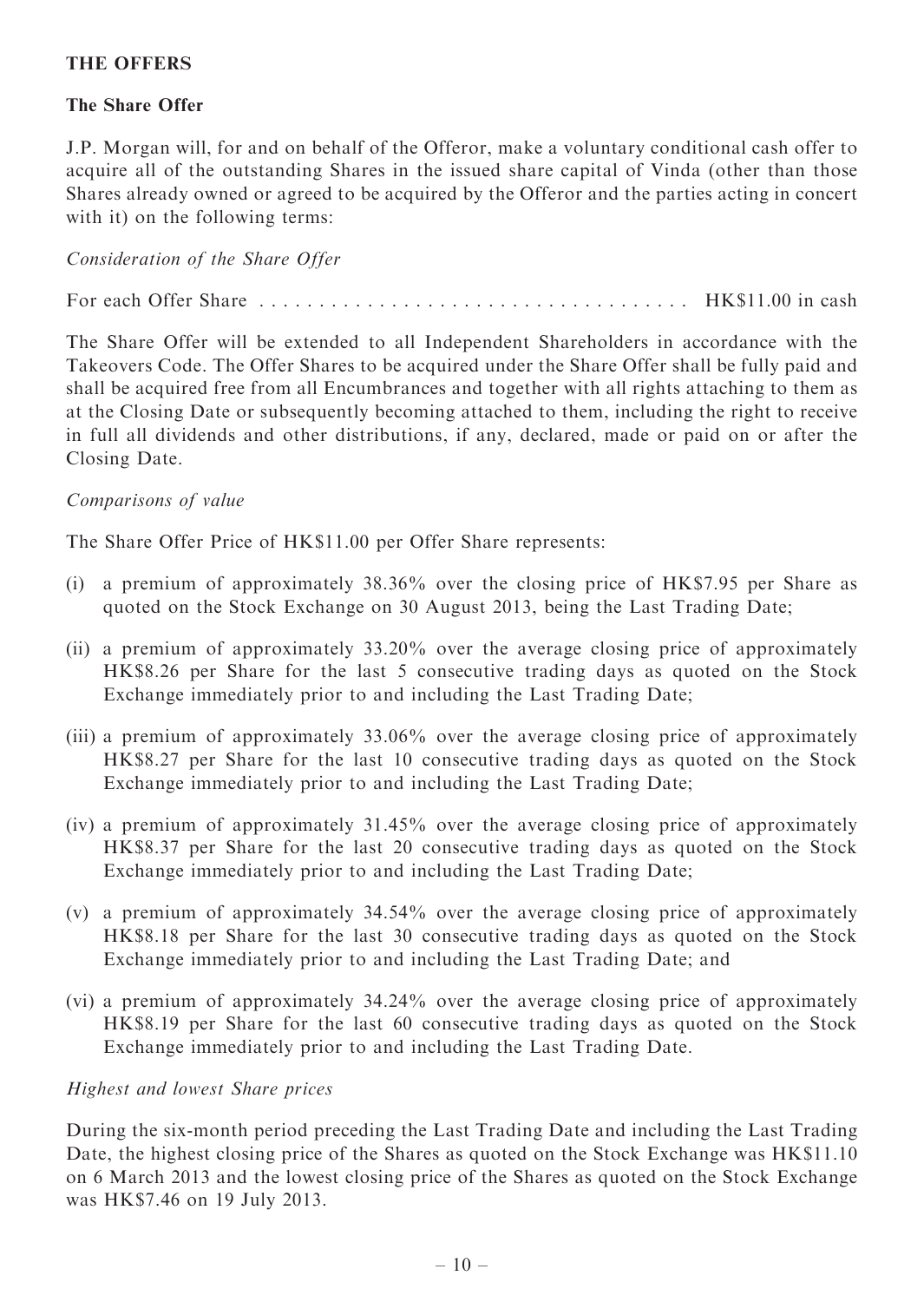## THE OFFERS

### The Share Offer

J.P. Morgan will, for and on behalf of the Offeror, make a voluntary conditional cash offer to acquire all of the outstanding Shares in the issued share capital of Vinda (other than those Shares already owned or agreed to be acquired by the Offeror and the parties acting in concert with it) on the following terms:

*Consideration of the Share Offer*

For each Offer Share . . . . . . . . . . . . . . . . . . . . . . . . . . . . . . . . . . . . HK$11.00 in cash

The Share Offer will be extended to all Independent Shareholders in accordance with the Takeovers Code. The Offer Shares to be acquired under the Share Offer shall be fully paid and shall be acquired free from all Encumbrances and together with all rights attaching to them as at the Closing Date or subsequently becoming attached to them, including the right to receive in full all dividends and other distributions, if any, declared, made or paid on or after the Closing Date.

*Comparisons of value*

The Share Offer Price of HK$11.00 per Offer Share represents:

(i) a premium of approximately 38.36% over the closing price of HK$7.95 per Share as quoted on the Stock Exchange on 30 August 2013, being the Last Trading Date;

(ii) a premium of approximately 33.20% over the average closing price of approximately HK$8.26 per Share for the last 5 consecutive trading days as quoted on the Stock Exchange immediately prior to and including the Last Trading Date;

(iii) a premium of approximately 33.06% over the average closing price of approximately HK$8.27 per Share for the last 10 consecutive trading days as quoted on the Stock Exchange immediately prior to and including the Last Trading Date;

(iv) a premium of approximately 31.45% over the average closing price of approximately HK$8.37 per Share for the last 20 consecutive trading days as quoted on the Stock Exchange immediately prior to and including the Last Trading Date;

(v) a premium of approximately 34.54% over the average closing price of approximately HK$8.18 per Share for the last 30 consecutive trading days as quoted on the Stock Exchange immediately prior to and including the Last Trading Date; and

(vi) a premium of approximately 34.24% over the average closing price of approximately HK$8.19 per Share for the last 60 consecutive trading days as quoted on the Stock Exchange immediately prior to and including the Last Trading Date.

*Highest and lowest Share prices*

During the six-month period preceding the Last Trading Date and including the Last Trading Date, the highest closing price of the Shares as quoted on the Stock Exchange was HK$11.10 on 6 March 2013 and the lowest closing price of the Shares as quoted on the Stock Exchange was HK$7.46 on 19 July 2013.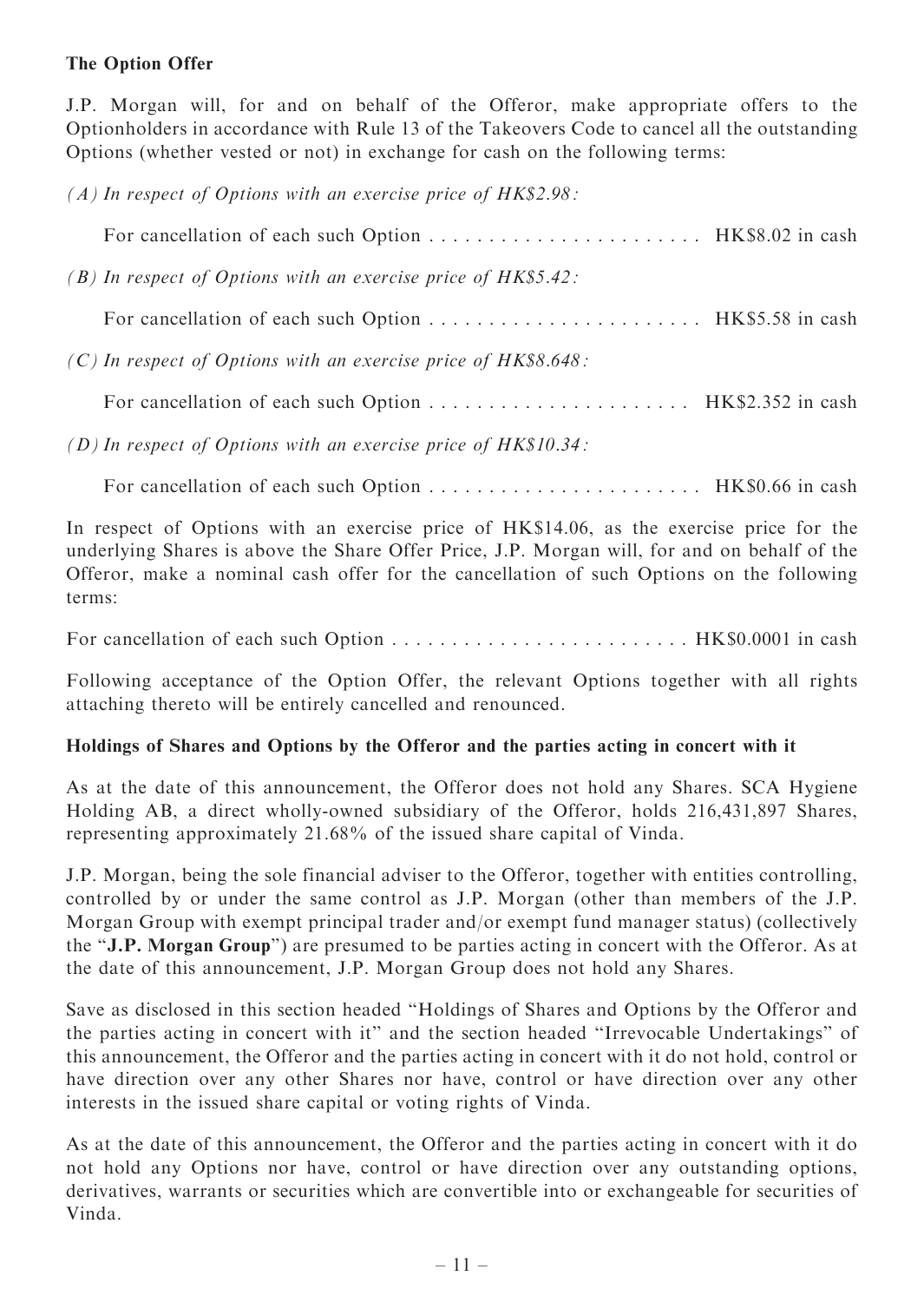**The Option Offer**

J.P. Morgan will, for and on behalf of the Offeror, make appropriate offers to the Optionholders in accordance with Rule 13 of the Takeovers Code to cancel all the outstanding Options (whether vested or not) in exchange for cash on the following terms:

*(A) In respect of Options with an exercise price of HK$2.98:*

For cancellation of each such Option . . . . . . . . . . . . . . . . . . . . . . . HK$8.02 in cash

*(B) In respect of Options with an exercise price of HK$5.42:*

For cancellation of each such Option . . . . . . . . . . . . . . . . . . . . . . . HK$5.58 in cash

*(C) In respect of Options with an exercise price of HK$8.648:*

For cancellation of each such Option . . . . . . . . . . . . . . . . . . . . . . HK$2.352 in cash

*(D) In respect of Options with an exercise price of HK$10.34:*

For cancellation of each such Option . . . . . . . . . . . . . . . . . . . . . . . HK$0.66 in cash

In respect of Options with an exercise price of HK$14.06, as the exercise price for the underlying Shares is above the Share Offer Price, J.P. Morgan will, for and on behalf of the Offeror, make a nominal cash offer for the cancellation of such Options on the following terms:

For cancellation of each such Option . . . . . . . . . . . . . . . . . . . . . . . . . . HK$0.0001 in cash

Following acceptance of the Option Offer, the relevant Options together with all rights attaching thereto will be entirely cancelled and renounced.

**Holdings of Shares and Options by the Offeror and the parties acting in concert with it**

As at the date of this announcement, the Offeror does not hold any Shares. SCA Hygiene Holding AB, a direct wholly-owned subsidiary of the Offeror, holds 216,431,897 Shares, representing approximately 21.68% of the issued share capital of Vinda.

J.P. Morgan, being the sole financial adviser to the Offeror, together with entities controlling, controlled by or under the same control as J.P. Morgan (other than members of the J.P. Morgan Group with exempt principal trader and/or exempt fund manager status) (collectively the "**J.P. Morgan Group**") are presumed to be parties acting in concert with the Offeror. As at the date of this announcement, J.P. Morgan Group does not hold any Shares.

Save as disclosed in this section headed "Holdings of Shares and Options by the Offeror and the parties acting in concert with it" and the section headed "Irrevocable Undertakings" of this announcement, the Offeror and the parties acting in concert with it do not hold, control or have direction over any other Shares nor have, control or have direction over any other interests in the issued share capital or voting rights of Vinda.

As at the date of this announcement, the Offeror and the parties acting in concert with it do not hold any Options nor have, control or have direction over any outstanding options, derivatives, warrants or securities which are convertible into or exchangeable for securities of Vinda.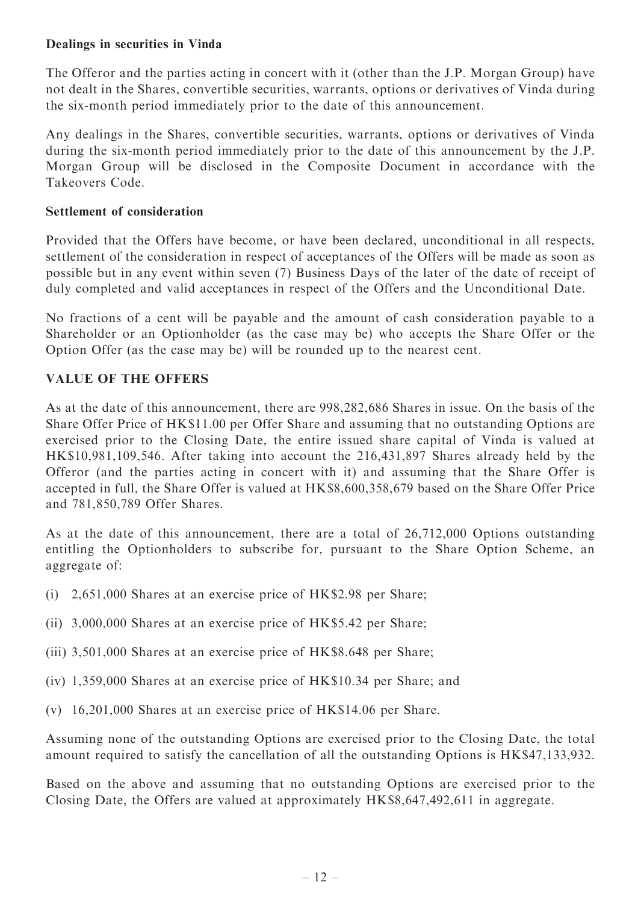**Dealings in securities in Vinda**

The Offeror and the parties acting in concert with it (other than the J.P. Morgan Group) have not dealt in the Shares, convertible securities, warrants, options or derivatives of Vinda during the six-month period immediately prior to the date of this announcement.

Any dealings in the Shares, convertible securities, warrants, options or derivatives of Vinda during the six-month period immediately prior to the date of this announcement by the J.P. Morgan Group will be disclosed in the Composite Document in accordance with the Takeovers Code.

**Settlement of consideration**

Provided that the Offers have become, or have been declared, unconditional in all respects, settlement of the consideration in respect of acceptances of the Offers will be made as soon as possible but in any event within seven (7) Business Days of the later of the date of receipt of duly completed and valid acceptances in respect of the Offers and the Unconditional Date.

No fractions of a cent will be payable and the amount of cash consideration payable to a Shareholder or an Optionholder (as the case may be) who accepts the Share Offer or the Option Offer (as the case may be) will be rounded up to the nearest cent.

## VALUE OF THE OFFERS

As at the date of this announcement, there are 998,282,686 Shares in issue. On the basis of the Share Offer Price of HK$11.00 per Offer Share and assuming that no outstanding Options are exercised prior to the Closing Date, the entire issued share capital of Vinda is valued at HK$10,981,109,546. After taking into account the 216,431,897 Shares already held by the Offeror (and the parties acting in concert with it) and assuming that the Share Offer is accepted in full, the Share Offer is valued at HK$8,600,358,679 based on the Share Offer Price and 781,850,789 Offer Shares.

As at the date of this announcement, there are a total of 26,712,000 Options outstanding entitling the Optionholders to subscribe for, pursuant to the Share Option Scheme, an aggregate of:

(i) 2,651,000 Shares at an exercise price of HK$2.98 per Share;

(ii) 3,000,000 Shares at an exercise price of HK$5.42 per Share;

(iii) 3,501,000 Shares at an exercise price of HK$8.648 per Share;

(iv) 1,359,000 Shares at an exercise price of HK$10.34 per Share; and

(v) 16,201,000 Shares at an exercise price of HK$14.06 per Share.

Assuming none of the outstanding Options are exercised prior to the Closing Date, the total amount required to satisfy the cancellation of all the outstanding Options is HK$47,133,932.

Based on the above and assuming that no outstanding Options are exercised prior to the Closing Date, the Offers are valued at approximately HK$8,647,492,611 in aggregate.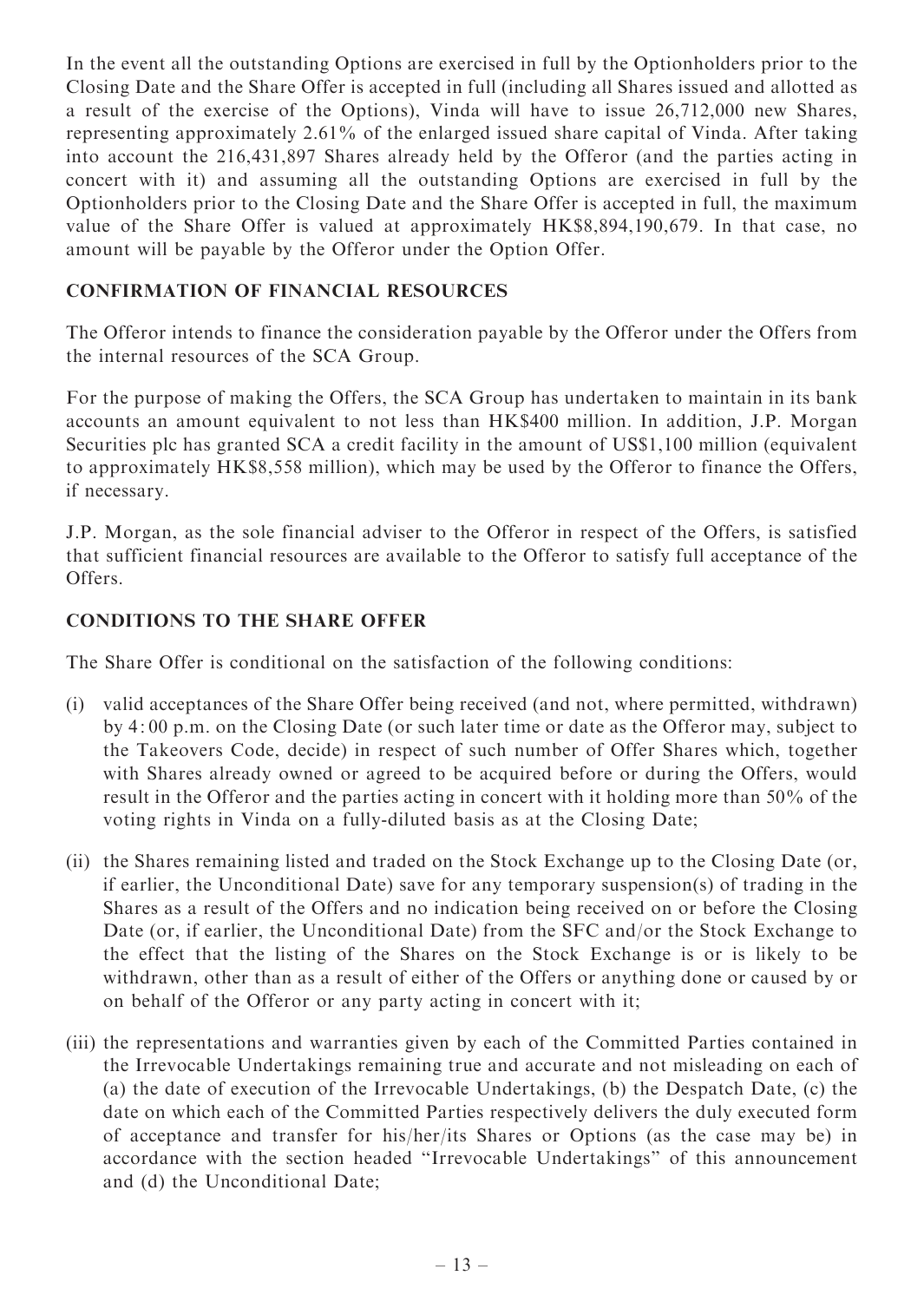In the event all the outstanding Options are exercised in full by the Optionholders prior to the Closing Date and the Share Offer is accepted in full (including all Shares issued and allotted as a result of the exercise of the Options), Vinda will have to issue 26,712,000 new Shares, representing approximately 2.61% of the enlarged issued share capital of Vinda. After taking into account the 216,431,897 Shares already held by the Offeror (and the parties acting in concert with it) and assuming all the outstanding Options are exercised in full by the Optionholders prior to the Closing Date and the Share Offer is accepted in full, the maximum value of the Share Offer is valued at approximately HK$8,894,190,679. In that case, no amount will be payable by the Offeror under the Option Offer.

## CONFIRMATION OF FINANCIAL RESOURCES

The Offeror intends to finance the consideration payable by the Offeror under the Offers from the internal resources of the SCA Group.

For the purpose of making the Offers, the SCA Group has undertaken to maintain in its bank accounts an amount equivalent to not less than HK$400 million. In addition, J.P. Morgan Securities plc has granted SCA a credit facility in the amount of US$1,100 million (equivalent to approximately HK$8,558 million), which may be used by the Offeror to finance the Offers, if necessary.

J.P. Morgan, as the sole financial adviser to the Offeror in respect of the Offers, is satisfied that sufficient financial resources are available to the Offeror to satisfy full acceptance of the Offers.

## CONDITIONS TO THE SHARE OFFER

The Share Offer is conditional on the satisfaction of the following conditions:

(i) valid acceptances of the Share Offer being received (and not, where permitted, withdrawn) by 4:00 p.m. on the Closing Date (or such later time or date as the Offeror may, subject to the Takeovers Code, decide) in respect of such number of Offer Shares which, together with Shares already owned or agreed to be acquired before or during the Offers, would result in the Offeror and the parties acting in concert with it holding more than 50% of the voting rights in Vinda on a fully-diluted basis as at the Closing Date;

(ii) the Shares remaining listed and traded on the Stock Exchange up to the Closing Date (or, if earlier, the Unconditional Date) save for any temporary suspension(s) of trading in the Shares as a result of the Offers and no indication being received on or before the Closing Date (or, if earlier, the Unconditional Date) from the SFC and/or the Stock Exchange to the effect that the listing of the Shares on the Stock Exchange is or is likely to be withdrawn, other than as a result of either of the Offers or anything done or caused by or on behalf of the Offeror or any party acting in concert with it;

(iii) the representations and warranties given by each of the Committed Parties contained in the Irrevocable Undertakings remaining true and accurate and not misleading on each of (a) the date of execution of the Irrevocable Undertakings, (b) the Despatch Date, (c) the date on which each of the Committed Parties respectively delivers the duly executed form of acceptance and transfer for his/her/its Shares or Options (as the case may be) in accordance with the section headed "Irrevocable Undertakings" of this announcement and (d) the Unconditional Date;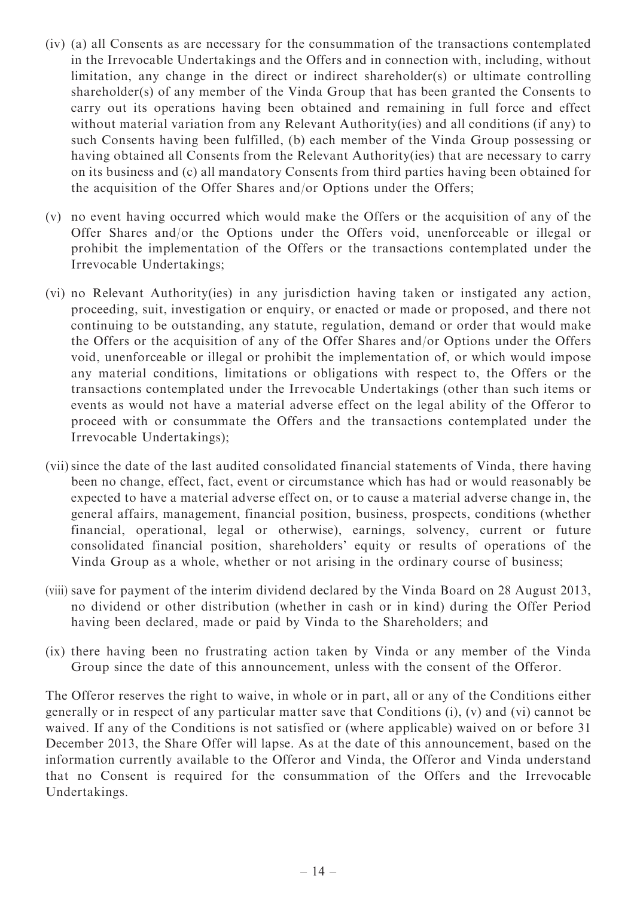(iv) (a) all Consents as are necessary for the consummation of the transactions contemplated in the Irrevocable Undertakings and the Offers and in connection with, including, without limitation, any change in the direct or indirect shareholder(s) or ultimate controlling shareholder(s) of any member of the Vinda Group that has been granted the Consents to carry out its operations having been obtained and remaining in full force and effect without material variation from any Relevant Authority(ies) and all conditions (if any) to such Consents having been fulfilled, (b) each member of the Vinda Group possessing or having obtained all Consents from the Relevant Authority(ies) that are necessary to carry on its business and (c) all mandatory Consents from third parties having been obtained for the acquisition of the Offer Shares and/or Options under the Offers;

(v) no event having occurred which would make the Offers or the acquisition of any of the Offer Shares and/or the Options under the Offers void, unenforceable or illegal or prohibit the implementation of the Offers or the transactions contemplated under the Irrevocable Undertakings;

(vi) no Relevant Authority(ies) in any jurisdiction having taken or instigated any action, proceeding, suit, investigation or enquiry, or enacted or made or proposed, and there not continuing to be outstanding, any statute, regulation, demand or order that would make the Offers or the acquisition of any of the Offer Shares and/or Options under the Offers void, unenforceable or illegal or prohibit the implementation of, or which would impose any material conditions, limitations or obligations with respect to, the Offers or the transactions contemplated under the Irrevocable Undertakings (other than such items or events as would not have a material adverse effect on the legal ability of the Offeror to proceed with or consummate the Offers and the transactions contemplated under the Irrevocable Undertakings);

(vii) since the date of the last audited consolidated financial statements of Vinda, there having been no change, effect, fact, event or circumstance which has had or would reasonably be expected to have a material adverse effect on, or to cause a material adverse change in, the general affairs, management, financial position, business, prospects, conditions (whether financial, operational, legal or otherwise), earnings, solvency, current or future consolidated financial position, shareholders' equity or results of operations of the Vinda Group as a whole, whether or not arising in the ordinary course of business;

(viii) save for payment of the interim dividend declared by the Vinda Board on 28 August 2013, no dividend or other distribution (whether in cash or in kind) during the Offer Period having been declared, made or paid by Vinda to the Shareholders; and

(ix) there having been no frustrating action taken by Vinda or any member of the Vinda Group since the date of this announcement, unless with the consent of the Offeror.

The Offeror reserves the right to waive, in whole or in part, all or any of the Conditions either generally or in respect of any particular matter save that Conditions (i), (v) and (vi) cannot be waived. If any of the Conditions is not satisfied or (where applicable) waived on or before 31 December 2013, the Share Offer will lapse. As at the date of this announcement, based on the information currently available to the Offeror and Vinda, the Offeror and Vinda understand that no Consent is required for the consummation of the Offers and the Irrevocable Undertakings.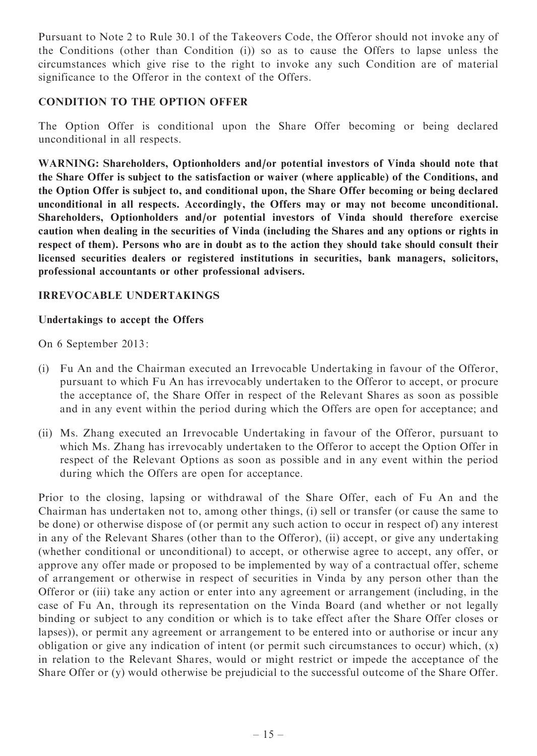Pursuant to Note 2 to Rule 30.1 of the Takeovers Code, the Offeror should not invoke any of the Conditions (other than Condition (i)) so as to cause the Offers to lapse unless the circumstances which give rise to the right to invoke any such Condition are of material significance to the Offeror in the context of the Offers.

## CONDITION TO THE OPTION OFFER

The Option Offer is conditional upon the Share Offer becoming or being declared unconditional in all respects.

**WARNING: Shareholders, Optionholders and/or potential investors of Vinda should note that the Share Offer is subject to the satisfaction or waiver (where applicable) of the Conditions, and the Option Offer is subject to, and conditional upon, the Share Offer becoming or being declared unconditional in all respects. Accordingly, the Offers may or may not become unconditional. Shareholders, Optionholders and/or potential investors of Vinda should therefore exercise caution when dealing in the securities of Vinda (including the Shares and any options or rights in respect of them). Persons who are in doubt as to the action they should take should consult their licensed securities dealers or registered institutions in securities, bank managers, solicitors, professional accountants or other professional advisers.**

## IRREVOCABLE UNDERTAKINGS

### Undertakings to accept the Offers

On 6 September 2013:

(i) Fu An and the Chairman executed an Irrevocable Undertaking in favour of the Offeror, pursuant to which Fu An has irrevocably undertaken to the Offeror to accept, or procure the acceptance of, the Share Offer in respect of the Relevant Shares as soon as possible and in any event within the period during which the Offers are open for acceptance; and

(ii) Ms. Zhang executed an Irrevocable Undertaking in favour of the Offeror, pursuant to which Ms. Zhang has irrevocably undertaken to the Offeror to accept the Option Offer in respect of the Relevant Options as soon as possible and in any event within the period during which the Offers are open for acceptance.

Prior to the closing, lapsing or withdrawal of the Share Offer, each of Fu An and the Chairman has undertaken not to, among other things, (i) sell or transfer (or cause the same to be done) or otherwise dispose of (or permit any such action to occur in respect of) any interest in any of the Relevant Shares (other than to the Offeror), (ii) accept, or give any undertaking (whether conditional or unconditional) to accept, or otherwise agree to accept, any offer, or approve any offer made or proposed to be implemented by way of a contractual offer, scheme of arrangement or otherwise in respect of securities in Vinda by any person other than the Offeror or (iii) take any action or enter into any agreement or arrangement (including, in the case of Fu An, through its representation on the Vinda Board (and whether or not legally binding or subject to any condition or which is to take effect after the Share Offer closes or lapses)), or permit any agreement or arrangement to be entered into or authorise or incur any obligation or give any indication of intent (or permit such circumstances to occur) which, (x) in relation to the Relevant Shares, would or might restrict or impede the acceptance of the Share Offer or (y) would otherwise be prejudicial to the successful outcome of the Share Offer.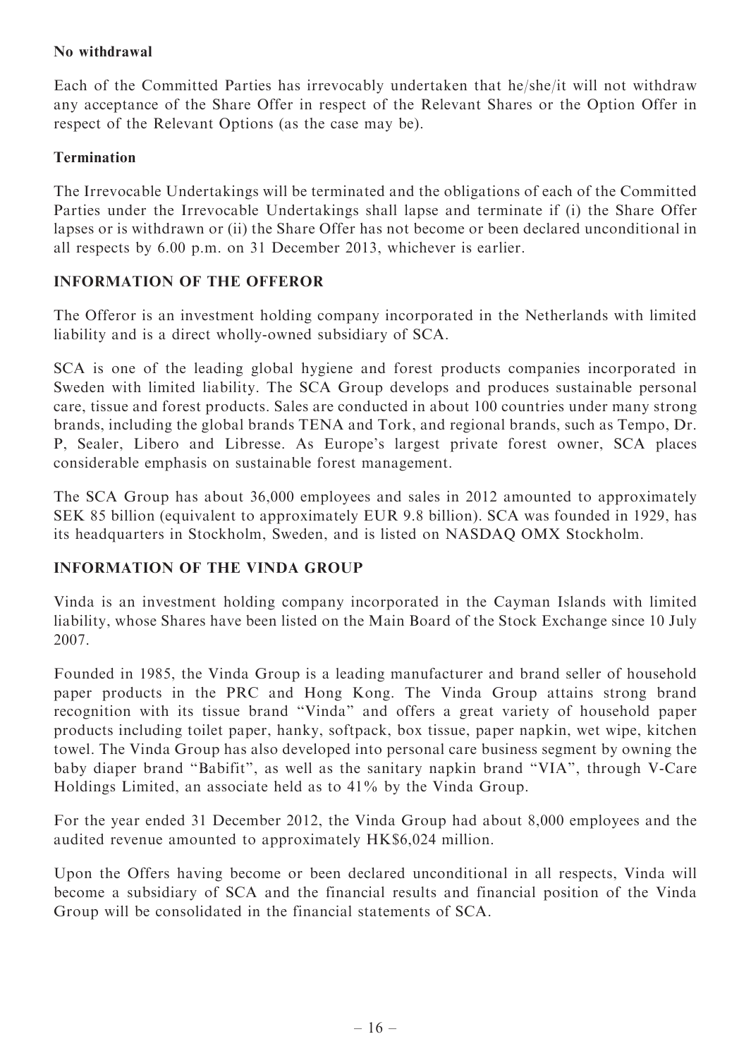**No withdrawal**

Each of the Committed Parties has irrevocably undertaken that he/she/it will not withdraw any acceptance of the Share Offer in respect of the Relevant Shares or the Option Offer in respect of the Relevant Options (as the case may be).

**Termination**

The Irrevocable Undertakings will be terminated and the obligations of each of the Committed Parties under the Irrevocable Undertakings shall lapse and terminate if (i) the Share Offer lapses or is withdrawn or (ii) the Share Offer has not become or been declared unconditional in all respects by 6.00 p.m. on 31 December 2013, whichever is earlier.

## INFORMATION OF THE OFFEROR

The Offeror is an investment holding company incorporated in the Netherlands with limited liability and is a direct wholly-owned subsidiary of SCA.

SCA is one of the leading global hygiene and forest products companies incorporated in Sweden with limited liability. The SCA Group develops and produces sustainable personal care, tissue and forest products. Sales are conducted in about 100 countries under many strong brands, including the global brands TENA and Tork, and regional brands, such as Tempo, Dr. P, Sealer, Libero and Libresse. As Europe's largest private forest owner, SCA places considerable emphasis on sustainable forest management.

The SCA Group has about 36,000 employees and sales in 2012 amounted to approximately SEK 85 billion (equivalent to approximately EUR 9.8 billion). SCA was founded in 1929, has its headquarters in Stockholm, Sweden, and is listed on NASDAQ OMX Stockholm.

## INFORMATION OF THE VINDA GROUP

Vinda is an investment holding company incorporated in the Cayman Islands with limited liability, whose Shares have been listed on the Main Board of the Stock Exchange since 10 July 2007.

Founded in 1985, the Vinda Group is a leading manufacturer and brand seller of household paper products in the PRC and Hong Kong. The Vinda Group attains strong brand recognition with its tissue brand "Vinda" and offers a great variety of household paper products including toilet paper, hanky, softpack, box tissue, paper napkin, wet wipe, kitchen towel. The Vinda Group has also developed into personal care business segment by owning the baby diaper brand "Babifit", as well as the sanitary napkin brand "VIA", through V-Care Holdings Limited, an associate held as to 41% by the Vinda Group.

For the year ended 31 December 2012, the Vinda Group had about 8,000 employees and the audited revenue amounted to approximately HK$6,024 million.

Upon the Offers having become or been declared unconditional in all respects, Vinda will become a subsidiary of SCA and the financial results and financial position of the Vinda Group will be consolidated in the financial statements of SCA.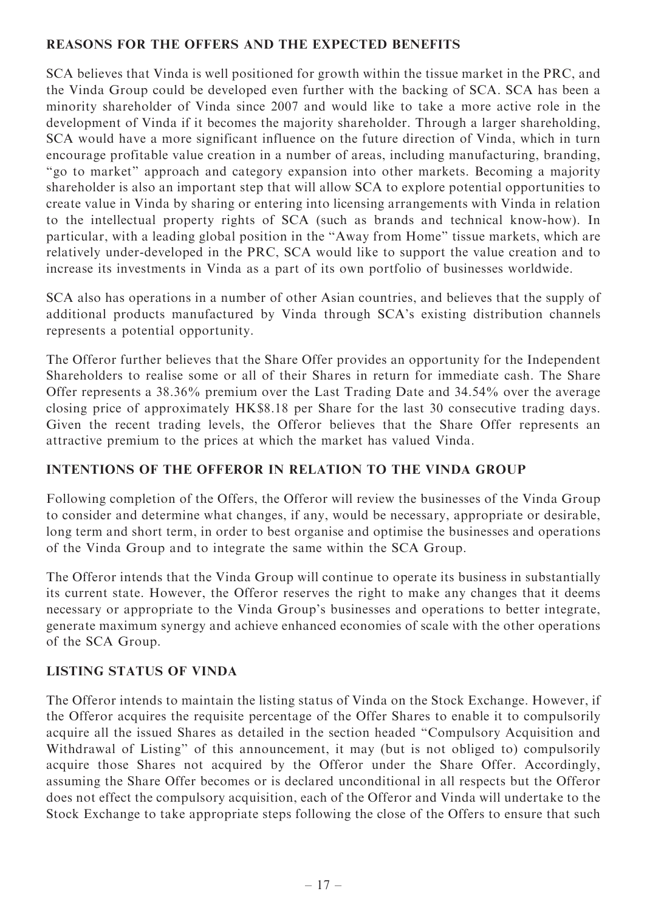## REASONS FOR THE OFFERS AND THE EXPECTED BENEFITS

SCA believes that Vinda is well positioned for growth within the tissue market in the PRC, and the Vinda Group could be developed even further with the backing of SCA. SCA has been a minority shareholder of Vinda since 2007 and would like to take a more active role in the development of Vinda if it becomes the majority shareholder. Through a larger shareholding, SCA would have a more significant influence on the future direction of Vinda, which in turn encourage profitable value creation in a number of areas, including manufacturing, branding, "go to market" approach and category expansion into other markets. Becoming a majority shareholder is also an important step that will allow SCA to explore potential opportunities to create value in Vinda by sharing or entering into licensing arrangements with Vinda in relation to the intellectual property rights of SCA (such as brands and technical know-how). In particular, with a leading global position in the "Away from Home" tissue markets, which are relatively under-developed in the PRC, SCA would like to support the value creation and to increase its investments in Vinda as a part of its own portfolio of businesses worldwide.

SCA also has operations in a number of other Asian countries, and believes that the supply of additional products manufactured by Vinda through SCA's existing distribution channels represents a potential opportunity.

The Offeror further believes that the Share Offer provides an opportunity for the Independent Shareholders to realise some or all of their Shares in return for immediate cash. The Share Offer represents a 38.36% premium over the Last Trading Date and 34.54% over the average closing price of approximately HK$8.18 per Share for the last 30 consecutive trading days. Given the recent trading levels, the Offeror believes that the Share Offer represents an attractive premium to the prices at which the market has valued Vinda.

## INTENTIONS OF THE OFFEROR IN RELATION TO THE VINDA GROUP

Following completion of the Offers, the Offeror will review the businesses of the Vinda Group to consider and determine what changes, if any, would be necessary, appropriate or desirable, long term and short term, in order to best organise and optimise the businesses and operations of the Vinda Group and to integrate the same within the SCA Group.

The Offeror intends that the Vinda Group will continue to operate its business in substantially its current state. However, the Offeror reserves the right to make any changes that it deems necessary or appropriate to the Vinda Group's businesses and operations to better integrate, generate maximum synergy and achieve enhanced economies of scale with the other operations of the SCA Group.

## LISTING STATUS OF VINDA

The Offeror intends to maintain the listing status of Vinda on the Stock Exchange. However, if the Offeror acquires the requisite percentage of the Offer Shares to enable it to compulsorily acquire all the issued Shares as detailed in the section headed "Compulsory Acquisition and Withdrawal of Listing" of this announcement, it may (but is not obliged to) compulsorily acquire those Shares not acquired by the Offeror under the Share Offer. Accordingly, assuming the Share Offer becomes or is declared unconditional in all respects but the Offeror does not effect the compulsory acquisition, each of the Offeror and Vinda will undertake to the Stock Exchange to take appropriate steps following the close of the Offers to ensure that such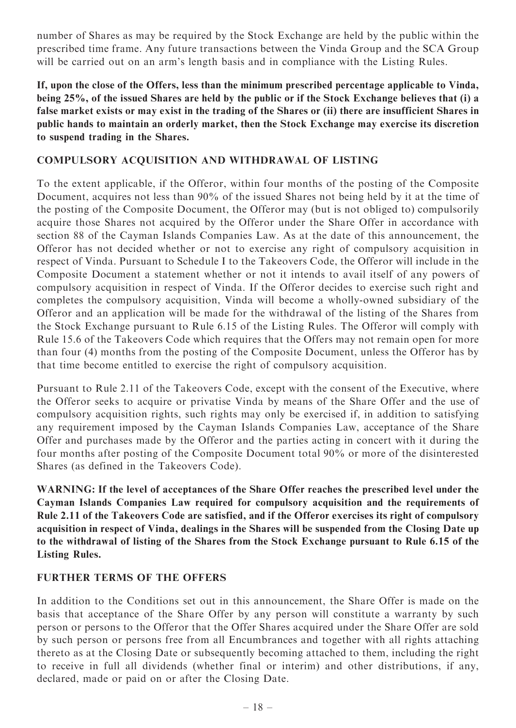number of Shares as may be required by the Stock Exchange are held by the public within the prescribed time frame. Any future transactions between the Vinda Group and the SCA Group will be carried out on an arm's length basis and in compliance with the Listing Rules.

**If, upon the close of the Offers, less than the minimum prescribed percentage applicable to Vinda, being 25%, of the issued Shares are held by the public or if the Stock Exchange believes that (i) a false market exists or may exist in the trading of the Shares or (ii) there are insufficient Shares in public hands to maintain an orderly market, then the Stock Exchange may exercise its discretion to suspend trading in the Shares.**

## COMPULSORY ACQUISITION AND WITHDRAWAL OF LISTING

To the extent applicable, if the Offeror, within four months of the posting of the Composite Document, acquires not less than 90% of the issued Shares not being held by it at the time of the posting of the Composite Document, the Offeror may (but is not obliged to) compulsorily acquire those Shares not acquired by the Offeror under the Share Offer in accordance with section 88 of the Cayman Islands Companies Law. As at the date of this announcement, the Offeror has not decided whether or not to exercise any right of compulsory acquisition in respect of Vinda. Pursuant to Schedule I to the Takeovers Code, the Offeror will include in the Composite Document a statement whether or not it intends to avail itself of any powers of compulsory acquisition in respect of Vinda. If the Offeror decides to exercise such right and completes the compulsory acquisition, Vinda will become a wholly-owned subsidiary of the Offeror and an application will be made for the withdrawal of the listing of the Shares from the Stock Exchange pursuant to Rule 6.15 of the Listing Rules. The Offeror will comply with Rule 15.6 of the Takeovers Code which requires that the Offers may not remain open for more than four (4) months from the posting of the Composite Document, unless the Offeror has by that time become entitled to exercise the right of compulsory acquisition.

Pursuant to Rule 2.11 of the Takeovers Code, except with the consent of the Executive, where the Offeror seeks to acquire or privatise Vinda by means of the Share Offer and the use of compulsory acquisition rights, such rights may only be exercised if, in addition to satisfying any requirement imposed by the Cayman Islands Companies Law, acceptance of the Share Offer and purchases made by the Offeror and the parties acting in concert with it during the four months after posting of the Composite Document total 90% or more of the disinterested Shares (as defined in the Takeovers Code).

**WARNING: If the level of acceptances of the Share Offer reaches the prescribed level under the Cayman Islands Companies Law required for compulsory acquisition and the requirements of Rule 2.11 of the Takeovers Code are satisfied, and if the Offeror exercises its right of compulsory acquisition in respect of Vinda, dealings in the Shares will be suspended from the Closing Date up to the withdrawal of listing of the Shares from the Stock Exchange pursuant to Rule 6.15 of the Listing Rules.**

## FURTHER TERMS OF THE OFFERS

In addition to the Conditions set out in this announcement, the Share Offer is made on the basis that acceptance of the Share Offer by any person will constitute a warranty by such person or persons to the Offeror that the Offer Shares acquired under the Share Offer are sold by such person or persons free from all Encumbrances and together with all rights attaching thereto as at the Closing Date or subsequently becoming attached to them, including the right to receive in full all dividends (whether final or interim) and other distributions, if any, declared, made or paid on or after the Closing Date.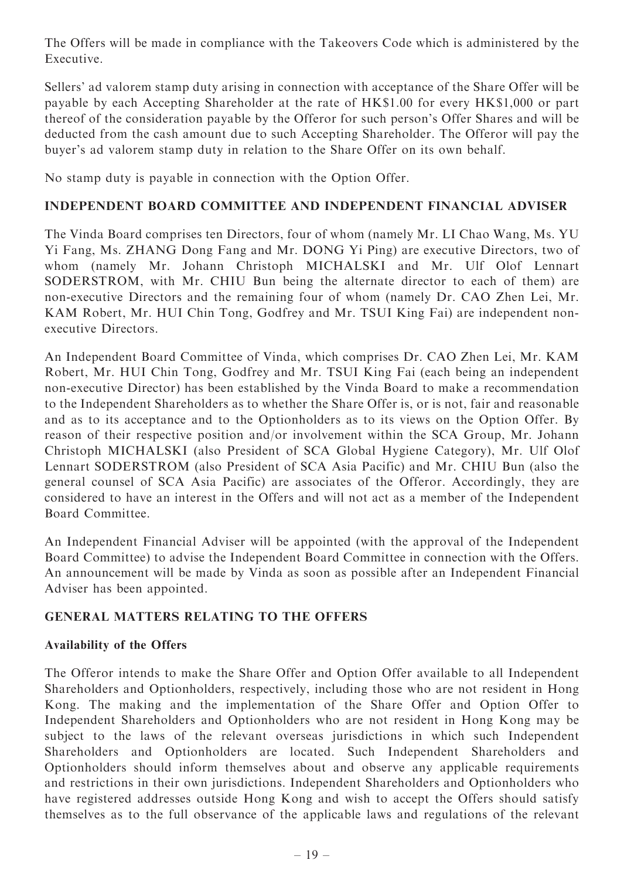The Offers will be made in compliance with the Takeovers Code which is administered by the Executive.

Sellers' ad valorem stamp duty arising in connection with acceptance of the Share Offer will be payable by each Accepting Shareholder at the rate of HK$1.00 for every HK$1,000 or part thereof of the consideration payable by the Offeror for such person's Offer Shares and will be deducted from the cash amount due to such Accepting Shareholder. The Offeror will pay the buyer's ad valorem stamp duty in relation to the Share Offer on its own behalf.

No stamp duty is payable in connection with the Option Offer.

## INDEPENDENT BOARD COMMITTEE AND INDEPENDENT FINANCIAL ADVISER

The Vinda Board comprises ten Directors, four of whom (namely Mr. LI Chao Wang, Ms. YU Yi Fang, Ms. ZHANG Dong Fang and Mr. DONG Yi Ping) are executive Directors, two of whom (namely Mr. Johann Christoph MICHALSKI and Mr. Ulf Olof Lennart SODERSTROM, with Mr. CHIU Bun being the alternate director to each of them) are non-executive Directors and the remaining four of whom (namely Dr. CAO Zhen Lei, Mr. KAM Robert, Mr. HUI Chin Tong, Godfrey and Mr. TSUI King Fai) are independent non-executive Directors.

An Independent Board Committee of Vinda, which comprises Dr. CAO Zhen Lei, Mr. KAM Robert, Mr. HUI Chin Tong, Godfrey and Mr. TSUI King Fai (each being an independent non-executive Director) has been established by the Vinda Board to make a recommendation to the Independent Shareholders as to whether the Share Offer is, or is not, fair and reasonable and as to its acceptance and to the Optionholders as to its views on the Option Offer. By reason of their respective position and/or involvement within the SCA Group, Mr. Johann Christoph MICHALSKI (also President of SCA Global Hygiene Category), Mr. Ulf Olof Lennart SODERSTROM (also President of SCA Asia Pacific) and Mr. CHIU Bun (also the general counsel of SCA Asia Pacific) are associates of the Offeror. Accordingly, they are considered to have an interest in the Offers and will not act as a member of the Independent Board Committee.

An Independent Financial Adviser will be appointed (with the approval of the Independent Board Committee) to advise the Independent Board Committee in connection with the Offers. An announcement will be made by Vinda as soon as possible after an Independent Financial Adviser has been appointed.

## GENERAL MATTERS RELATING TO THE OFFERS

### Availability of the Offers

The Offeror intends to make the Share Offer and Option Offer available to all Independent Shareholders and Optionholders, respectively, including those who are not resident in Hong Kong. The making and the implementation of the Share Offer and Option Offer to Independent Shareholders and Optionholders who are not resident in Hong Kong may be subject to the laws of the relevant overseas jurisdictions in which such Independent Shareholders and Optionholders are located. Such Independent Shareholders and Optionholders should inform themselves about and observe any applicable requirements and restrictions in their own jurisdictions. Independent Shareholders and Optionholders who have registered addresses outside Hong Kong and wish to accept the Offers should satisfy themselves as to the full observance of the applicable laws and regulations of the relevant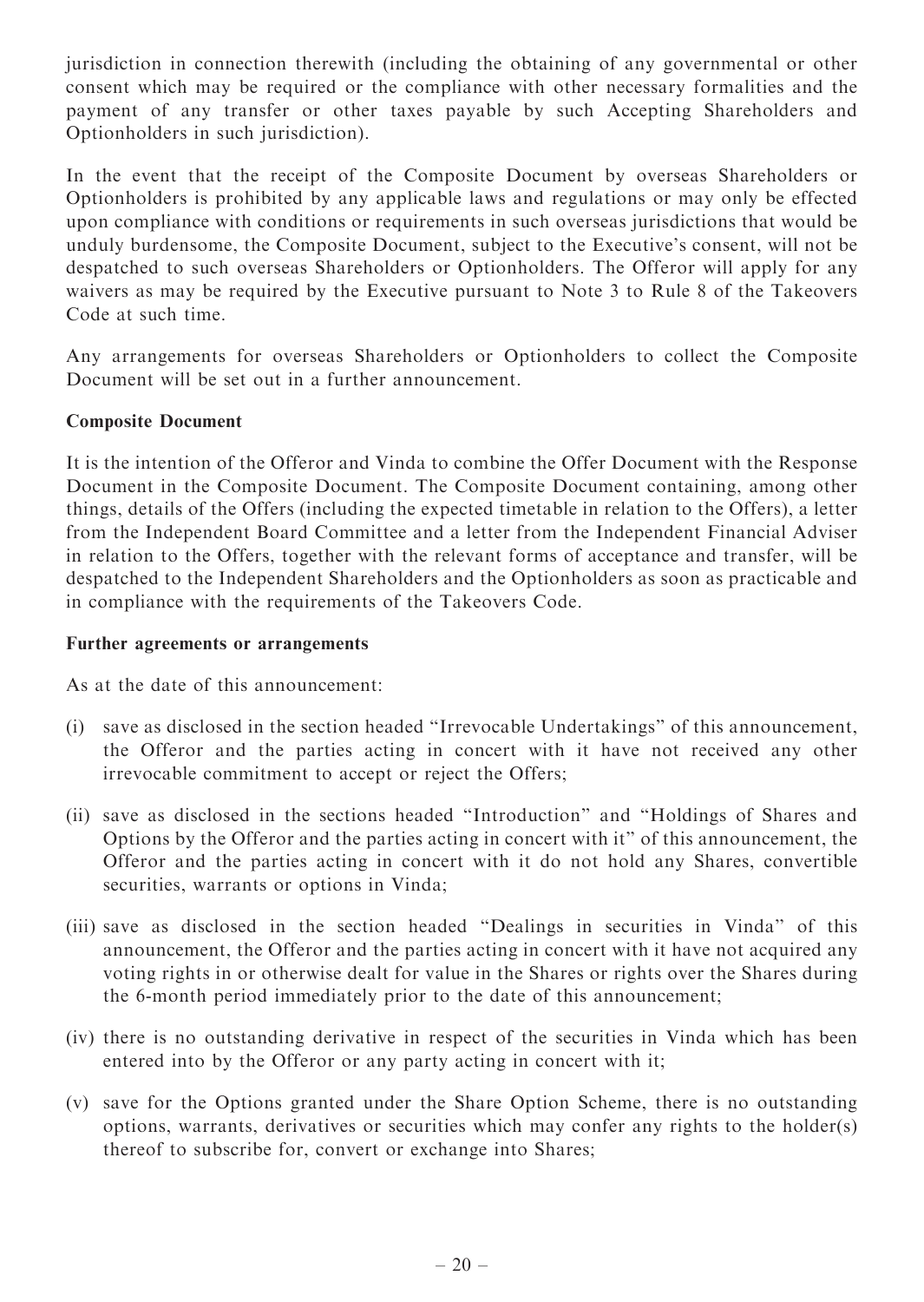jurisdiction in connection therewith (including the obtaining of any governmental or other consent which may be required or the compliance with other necessary formalities and the payment of any transfer or other taxes payable by such Accepting Shareholders and Optionholders in such jurisdiction).

In the event that the receipt of the Composite Document by overseas Shareholders or Optionholders is prohibited by any applicable laws and regulations or may only be effected upon compliance with conditions or requirements in such overseas jurisdictions that would be unduly burdensome, the Composite Document, subject to the Executive's consent, will not be despatched to such overseas Shareholders or Optionholders. The Offeror will apply for any waivers as may be required by the Executive pursuant to Note 3 to Rule 8 of the Takeovers Code at such time.

Any arrangements for overseas Shareholders or Optionholders to collect the Composite Document will be set out in a further announcement.

**Composite Document**

It is the intention of the Offeror and Vinda to combine the Offer Document with the Response Document in the Composite Document. The Composite Document containing, among other things, details of the Offers (including the expected timetable in relation to the Offers), a letter from the Independent Board Committee and a letter from the Independent Financial Adviser in relation to the Offers, together with the relevant forms of acceptance and transfer, will be despatched to the Independent Shareholders and the Optionholders as soon as practicable and in compliance with the requirements of the Takeovers Code.

**Further agreements or arrangements**

As at the date of this announcement:

(i) save as disclosed in the section headed "Irrevocable Undertakings" of this announcement, the Offeror and the parties acting in concert with it have not received any other irrevocable commitment to accept or reject the Offers;

(ii) save as disclosed in the sections headed "Introduction" and "Holdings of Shares and Options by the Offeror and the parties acting in concert with it" of this announcement, the Offeror and the parties acting in concert with it do not hold any Shares, convertible securities, warrants or options in Vinda;

(iii) save as disclosed in the section headed "Dealings in securities in Vinda" of this announcement, the Offeror and the parties acting in concert with it have not acquired any voting rights in or otherwise dealt for value in the Shares or rights over the Shares during the 6-month period immediately prior to the date of this announcement;

(iv) there is no outstanding derivative in respect of the securities in Vinda which has been entered into by the Offeror or any party acting in concert with it;

(v) save for the Options granted under the Share Option Scheme, there is no outstanding options, warrants, derivatives or securities which may confer any rights to the holder(s) thereof to subscribe for, convert or exchange into Shares;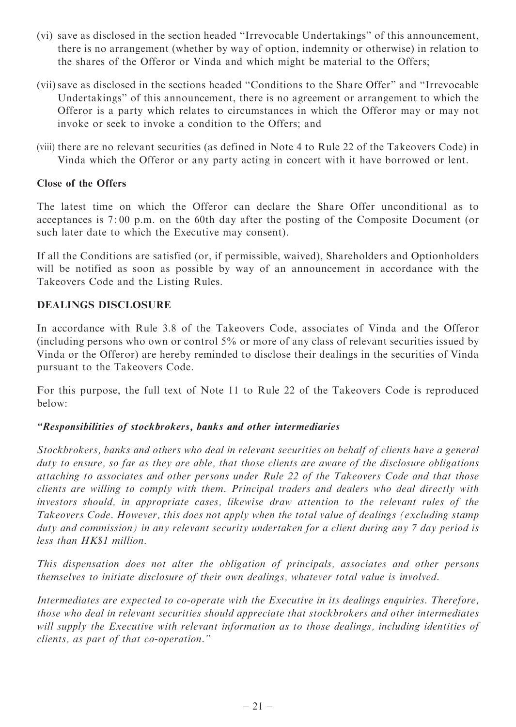(vi) save as disclosed in the section headed "Irrevocable Undertakings" of this announcement, there is no arrangement (whether by way of option, indemnity or otherwise) in relation to the shares of the Offeror or Vinda and which might be material to the Offers;

(vii) save as disclosed in the sections headed "Conditions to the Share Offer" and "Irrevocable Undertakings" of this announcement, there is no agreement or arrangement to which the Offeror is a party which relates to circumstances in which the Offeror may or may not invoke or seek to invoke a condition to the Offers; and

(viii) there are no relevant securities (as defined in Note 4 to Rule 22 of the Takeovers Code) in Vinda which the Offeror or any party acting in concert with it have borrowed or lent.

**Close of the Offers**

The latest time on which the Offeror can declare the Share Offer unconditional as to acceptances is 7:00 p.m. on the 60th day after the posting of the Composite Document (or such later date to which the Executive may consent).

If all the Conditions are satisfied (or, if permissible, waived), Shareholders and Optionholders will be notified as soon as possible by way of an announcement in accordance with the Takeovers Code and the Listing Rules.

## DEALINGS DISCLOSURE

In accordance with Rule 3.8 of the Takeovers Code, associates of Vinda and the Offeror (including persons who own or control 5% or more of any class of relevant securities issued by Vinda or the Offeror) are hereby reminded to disclose their dealings in the securities of Vinda pursuant to the Takeovers Code.

For this purpose, the full text of Note 11 to Rule 22 of the Takeovers Code is reproduced below:

***"Responsibilities of stockbrokers, banks and other intermediaries***

*Stockbrokers, banks and others who deal in relevant securities on behalf of clients have a general duty to ensure, so far as they are able, that those clients are aware of the disclosure obligations attaching to associates and other persons under Rule 22 of the Takeovers Code and that those clients are willing to comply with them. Principal traders and dealers who deal directly with investors should, in appropriate cases, likewise draw attention to the relevant rules of the Takeovers Code. However, this does not apply when the total value of dealings (excluding stamp duty and commission) in any relevant security undertaken for a client during any 7 day period is less than HK$1 million.*

*This dispensation does not alter the obligation of principals, associates and other persons themselves to initiate disclosure of their own dealings, whatever total value is involved.*

*Intermediates are expected to co-operate with the Executive in its dealings enquiries. Therefore, those who deal in relevant securities should appreciate that stockbrokers and other intermediates will supply the Executive with relevant information as to those dealings, including identities of clients, as part of that co-operation."*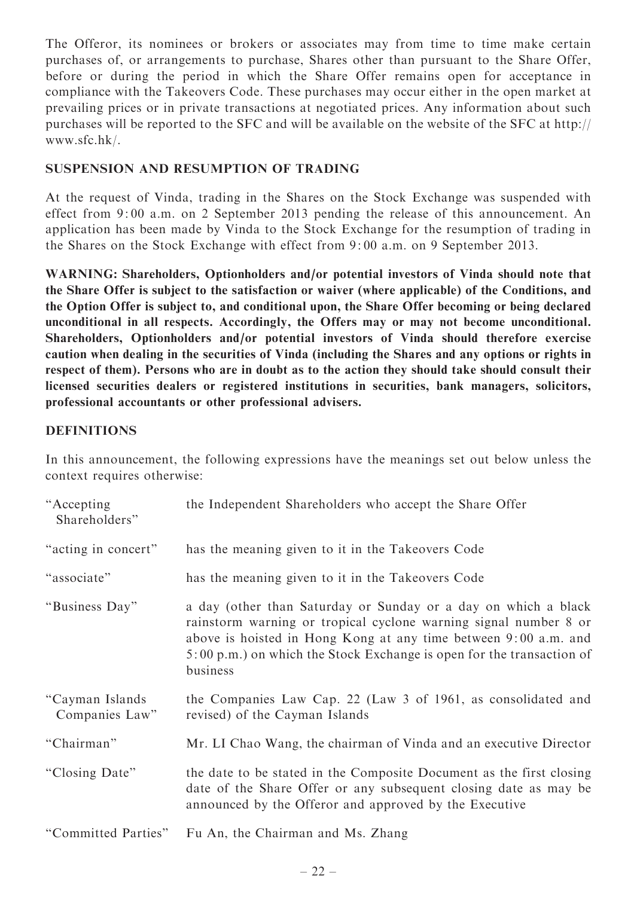The Offeror, its nominees or brokers or associates may from time to time make certain purchases of, or arrangements to purchase, Shares other than pursuant to the Share Offer, before or during the period in which the Share Offer remains open for acceptance in compliance with the Takeovers Code. These purchases may occur either in the open market at prevailing prices or in private transactions at negotiated prices. Any information about such purchases will be reported to the SFC and will be available on the website of the SFC at http://www.sfc.hk/.

## SUSPENSION AND RESUMPTION OF TRADING

At the request of Vinda, trading in the Shares on the Stock Exchange was suspended with effect from 9:00 a.m. on 2 September 2013 pending the release of this announcement. An application has been made by Vinda to the Stock Exchange for the resumption of trading in the Shares on the Stock Exchange with effect from 9:00 a.m. on 9 September 2013.

**WARNING: Shareholders, Optionholders and/or potential investors of Vinda should note that the Share Offer is subject to the satisfaction or waiver (where applicable) of the Conditions, and the Option Offer is subject to, and conditional upon, the Share Offer becoming or being declared unconditional in all respects. Accordingly, the Offers may or may not become unconditional. Shareholders, Optionholders and/or potential investors of Vinda should therefore exercise caution when dealing in the securities of Vinda (including the Shares and any options or rights in respect of them). Persons who are in doubt as to the action they should take should consult their licensed securities dealers or registered institutions in securities, bank managers, solicitors, professional accountants or other professional advisers.**

## DEFINITIONS

In this announcement, the following expressions have the meanings set out below unless the context requires otherwise:

| | |
|---|---|
| "Accepting Shareholders" | the Independent Shareholders who accept the Share Offer |
| "acting in concert" | has the meaning given to it in the Takeovers Code |
| "associate" | has the meaning given to it in the Takeovers Code |
| "Business Day" | a day (other than Saturday or Sunday or a day on which a black rainstorm warning or tropical cyclone warning signal number 8 or above is hoisted in Hong Kong at any time between 9:00 a.m. and 5:00 p.m.) on which the Stock Exchange is open for the transaction of business |
| "Cayman Islands Companies Law" | the Companies Law Cap. 22 (Law 3 of 1961, as consolidated and revised) of the Cayman Islands |
| "Chairman" | Mr. LI Chao Wang, the chairman of Vinda and an executive Director |
| "Closing Date" | the date to be stated in the Composite Document as the first closing date of the Share Offer or any subsequent closing date as may be announced by the Offeror and approved by the Executive |
| "Committed Parties" | Fu An, the Chairman and Ms. Zhang |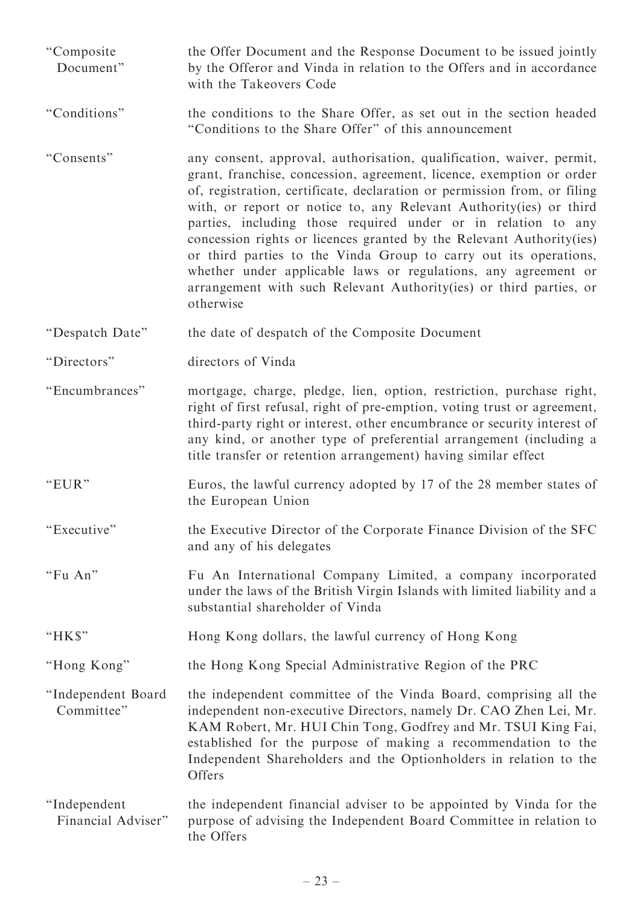| | |
|---|---|
| "Composite Document" | the Offer Document and the Response Document to be issued jointly by the Offeror and Vinda in relation to the Offers and in accordance with the Takeovers Code |
| "Conditions" | the conditions to the Share Offer, as set out in the section headed "Conditions to the Share Offer" of this announcement |
| "Consents" | any consent, approval, authorisation, qualification, waiver, permit, grant, franchise, concession, agreement, licence, exemption or order of, registration, certificate, declaration or permission from, or filing with, or report or notice to, any Relevant Authority(ies) or third parties, including those required under or in relation to any concession rights or licences granted by the Relevant Authority(ies) or third parties to the Vinda Group to carry out its operations, whether under applicable laws or regulations, any agreement or arrangement with such Relevant Authority(ies) or third parties, or otherwise |
| "Despatch Date" | the date of despatch of the Composite Document |
| "Directors" | directors of Vinda |
| "Encumbrances" | mortgage, charge, pledge, lien, option, restriction, purchase right, right of first refusal, right of pre-emption, voting trust or agreement, third-party right or interest, other encumbrance or security interest of any kind, or another type of preferential arrangement (including a title transfer or retention arrangement) having similar effect |
| "EUR" | Euros, the lawful currency adopted by 17 of the 28 member states of the European Union |
| "Executive" | the Executive Director of the Corporate Finance Division of the SFC and any of his delegates |
| "Fu An" | Fu An International Company Limited, a company incorporated under the laws of the British Virgin Islands with limited liability and a substantial shareholder of Vinda |
| "HK$" | Hong Kong dollars, the lawful currency of Hong Kong |
| "Hong Kong" | the Hong Kong Special Administrative Region of the PRC |
| "Independent Board Committee" | the independent committee of the Vinda Board, comprising all the independent non-executive Directors, namely Dr. CAO Zhen Lei, Mr. KAM Robert, Mr. HUI Chin Tong, Godfrey and Mr. TSUI King Fai, established for the purpose of making a recommendation to the Independent Shareholders and the Optionholders in relation to the Offers |
| "Independent Financial Adviser" | the independent financial adviser to be appointed by Vinda for the purpose of advising the Independent Board Committee in relation to the Offers |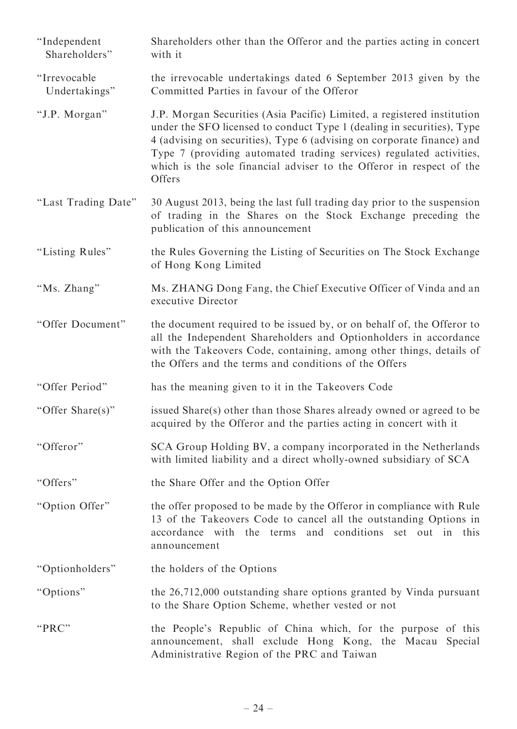| | |
|---|---|
| "Independent Shareholders" | Shareholders other than the Offeror and the parties acting in concert with it |
| "Irrevocable Undertakings" | the irrevocable undertakings dated 6 September 2013 given by the Committed Parties in favour of the Offeror |
| "J.P. Morgan" | J.P. Morgan Securities (Asia Pacific) Limited, a registered institution under the SFO licensed to conduct Type 1 (dealing in securities), Type 4 (advising on securities), Type 6 (advising on corporate finance) and Type 7 (providing automated trading services) regulated activities, which is the sole financial adviser to the Offeror in respect of the Offers |
| "Last Trading Date" | 30 August 2013, being the last full trading day prior to the suspension of trading in the Shares on the Stock Exchange preceding the publication of this announcement |
| "Listing Rules" | the Rules Governing the Listing of Securities on The Stock Exchange of Hong Kong Limited |
| "Ms. Zhang" | Ms. ZHANG Dong Fang, the Chief Executive Officer of Vinda and an executive Director |
| "Offer Document" | the document required to be issued by, or on behalf of, the Offeror to all the Independent Shareholders and Optionholders in accordance with the Takeovers Code, containing, among other things, details of the Offers and the terms and conditions of the Offers |
| "Offer Period" | has the meaning given to it in the Takeovers Code |
| "Offer Share(s)" | issued Share(s) other than those Shares already owned or agreed to be acquired by the Offeror and the parties acting in concert with it |
| "Offeror" | SCA Group Holding BV, a company incorporated in the Netherlands with limited liability and a direct wholly-owned subsidiary of SCA |
| "Offers" | the Share Offer and the Option Offer |
| "Option Offer" | the offer proposed to be made by the Offeror in compliance with Rule 13 of the Takeovers Code to cancel all the outstanding Options in accordance with the terms and conditions set out in this announcement |
| "Optionholders" | the holders of the Options |
| "Options" | the 26,712,000 outstanding share options granted by Vinda pursuant to the Share Option Scheme, whether vested or not |
| "PRC" | the People's Republic of China which, for the purpose of this announcement, shall exclude Hong Kong, the Macau Special Administrative Region of the PRC and Taiwan |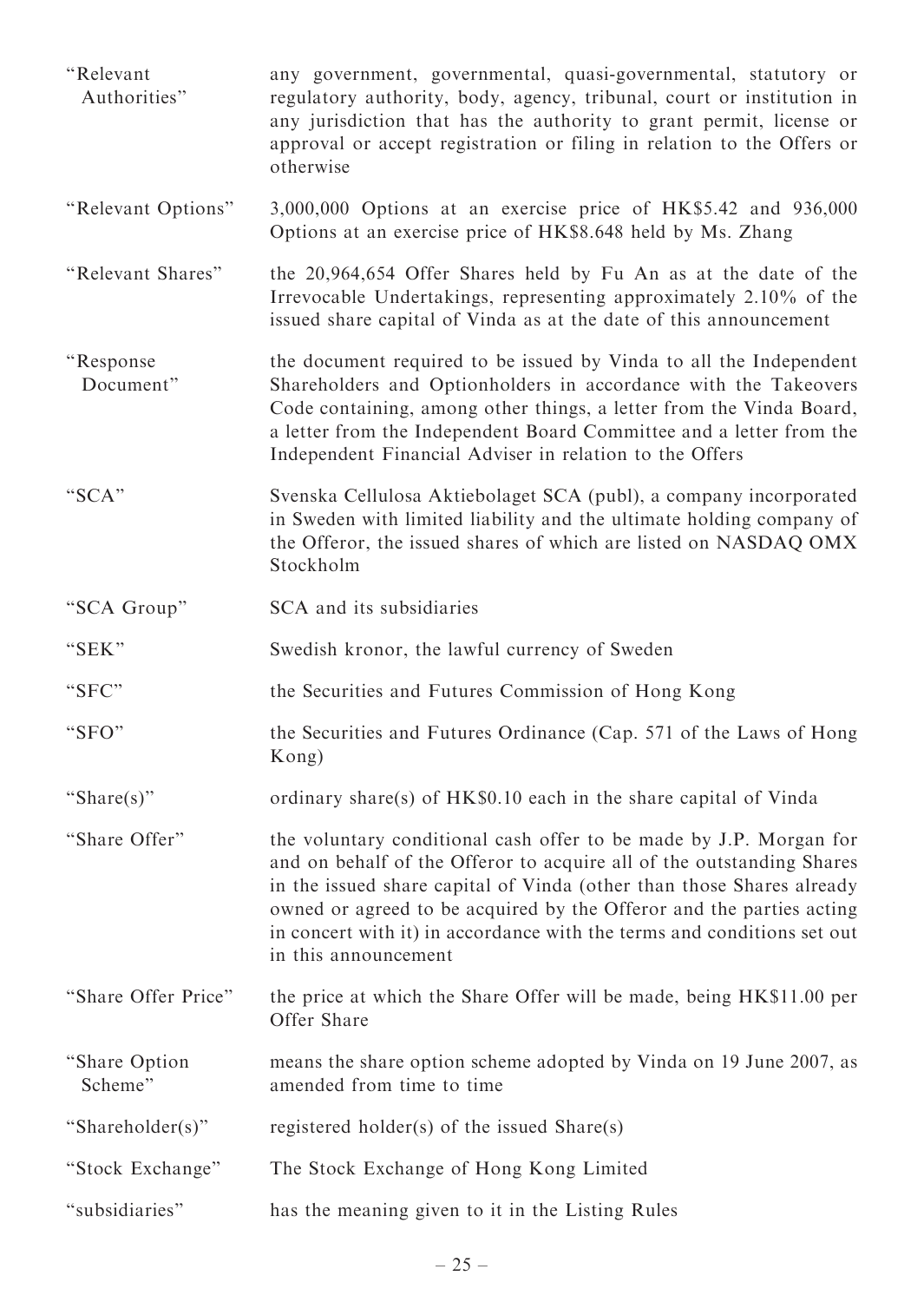| | |
|---|---|
| "Relevant Authorities" | any government, governmental, quasi-governmental, statutory or regulatory authority, body, agency, tribunal, court or institution in any jurisdiction that has the authority to grant permit, license or approval or accept registration or filing in relation to the Offers or otherwise |
| "Relevant Options" | 3,000,000 Options at an exercise price of HK$5.42 and 936,000 Options at an exercise price of HK$8.648 held by Ms. Zhang |
| "Relevant Shares" | the 20,964,654 Offer Shares held by Fu An as at the date of the Irrevocable Undertakings, representing approximately 2.10% of the issued share capital of Vinda as at the date of this announcement |
| "Response Document" | the document required to be issued by Vinda to all the Independent Shareholders and Optionholders in accordance with the Takeovers Code containing, among other things, a letter from the Vinda Board, a letter from the Independent Board Committee and a letter from the Independent Financial Adviser in relation to the Offers |
| "SCA" | Svenska Cellulosa Aktiebolaget SCA (publ), a company incorporated in Sweden with limited liability and the ultimate holding company of the Offeror, the issued shares of which are listed on NASDAQ OMX Stockholm |
| "SCA Group" | SCA and its subsidiaries |
| "SEK" | Swedish kronor, the lawful currency of Sweden |
| "SFC" | the Securities and Futures Commission of Hong Kong |
| "SFO" | the Securities and Futures Ordinance (Cap. 571 of the Laws of Hong Kong) |
| "Share(s)" | ordinary share(s) of HK$0.10 each in the share capital of Vinda |
| "Share Offer" | the voluntary conditional cash offer to be made by J.P. Morgan for and on behalf of the Offeror to acquire all of the outstanding Shares in the issued share capital of Vinda (other than those Shares already owned or agreed to be acquired by the Offeror and the parties acting in concert with it) in accordance with the terms and conditions set out in this announcement |
| "Share Offer Price" | the price at which the Share Offer will be made, being HK$11.00 per Offer Share |
| "Share Option Scheme" | means the share option scheme adopted by Vinda on 19 June 2007, as amended from time to time |
| "Shareholder(s)" | registered holder(s) of the issued Share(s) |
| "Stock Exchange" | The Stock Exchange of Hong Kong Limited |
| "subsidiaries" | has the meaning given to it in the Listing Rules |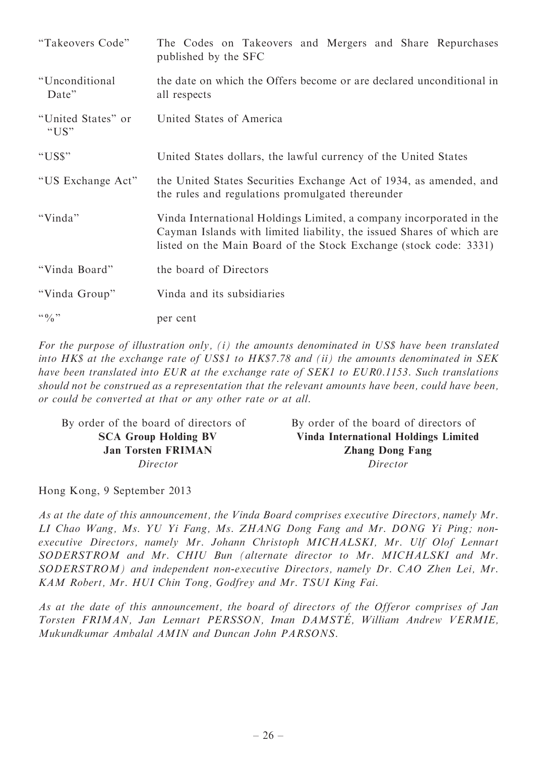| | |
|---|---|
| "Takeovers Code" | The Codes on Takeovers and Mergers and Share Repurchases published by the SFC |
| "Unconditional Date" | the date on which the Offers become or are declared unconditional in all respects |
| "United States" or "US" | United States of America |
| "US$" | United States dollars, the lawful currency of the United States |
| "US Exchange Act" | the United States Securities Exchange Act of 1934, as amended, and the rules and regulations promulgated thereunder |
| "Vinda" | Vinda International Holdings Limited, a company incorporated in the Cayman Islands with limited liability, the issued Shares of which are listed on the Main Board of the Stock Exchange (stock code: 3331) |
| "Vinda Board" | the board of Directors |
| "Vinda Group" | Vinda and its subsidiaries |
| "%" | per cent |

*For the purpose of illustration only, (i) the amounts denominated in US$ have been translated into HK$ at the exchange rate of US$1 to HK$7.78 and (ii) the amounts denominated in SEK have been translated into EUR at the exchange rate of SEK1 to EUR0.1153. Such translations should not be construed as a representation that the relevant amounts have been, could have been, or could be converted at that or any other rate or at all.*

By order of the board of directors of
**SCA Group Holding BV**
**Jan Torsten FRIMAN**
*Director*

By order of the board of directors of
**Vinda International Holdings Limited**
**Zhang Dong Fang**
*Director*

Hong Kong, 9 September 2013

*As at the date of this announcement, the Vinda Board comprises executive Directors, namely Mr. LI Chao Wang, Ms. YU Yi Fang, Ms. ZHANG Dong Fang and Mr. DONG Yi Ping; non-executive Directors, namely Mr. Johann Christoph MICHALSKI, Mr. Ulf Olof Lennart SODERSTROM and Mr. CHIU Bun (alternate director to Mr. MICHALSKI and Mr. SODERSTROM) and independent non-executive Directors, namely Dr. CAO Zhen Lei, Mr. KAM Robert, Mr. HUI Chin Tong, Godfrey and Mr. TSUI King Fai.*

*As at the date of this announcement, the board of directors of the Offeror comprises of Jan Torsten FRIMAN, Jan Lennart PERSSON, Iman DAMSTÉ, William Andrew VERMIE, Mukundkumar Ambalal AMIN and Duncan John PARSONS.*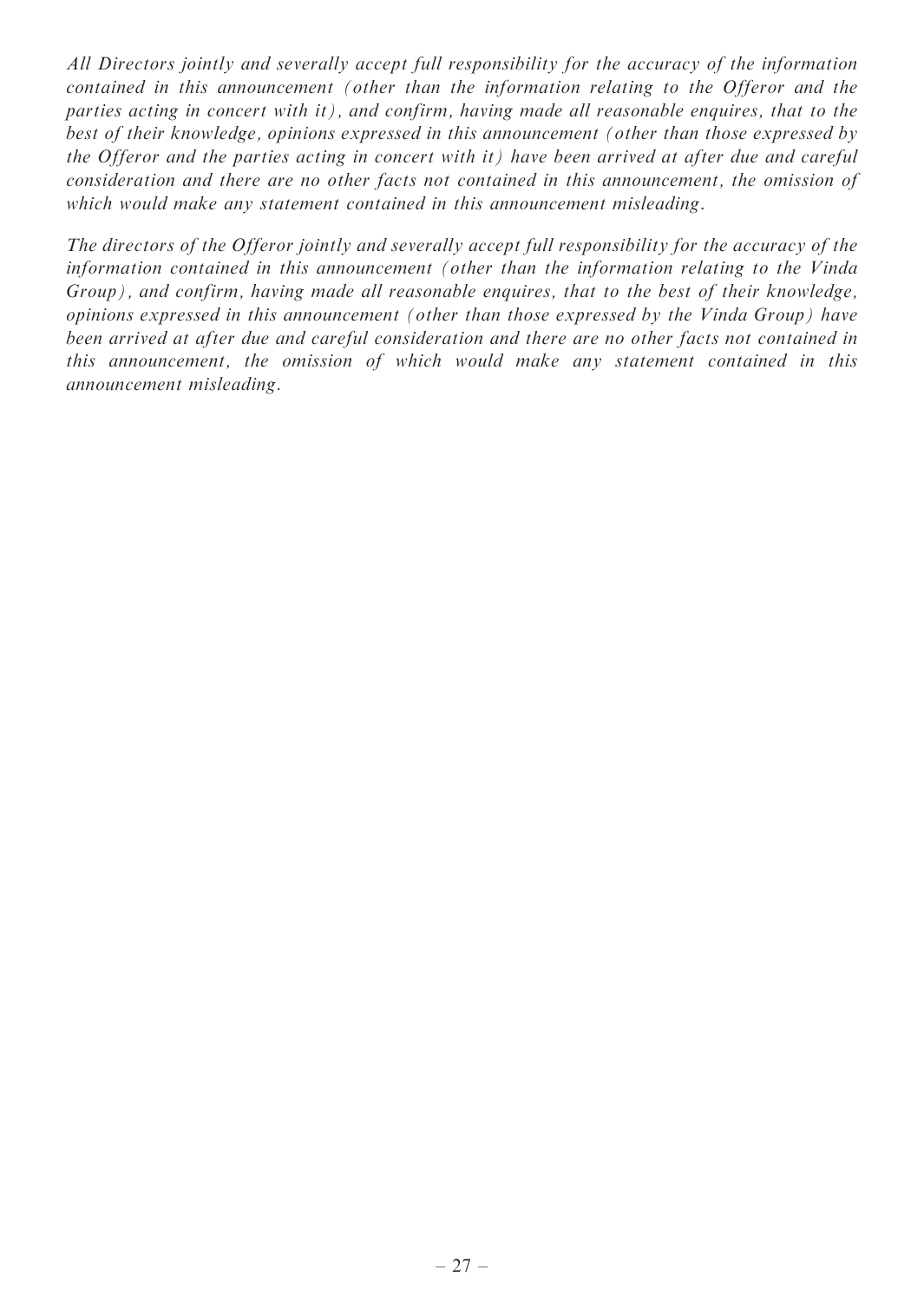*All Directors jointly and severally accept full responsibility for the accuracy of the information contained in this announcement (other than the information relating to the Offeror and the parties acting in concert with it), and confirm, having made all reasonable enquires, that to the best of their knowledge, opinions expressed in this announcement (other than those expressed by the Offeror and the parties acting in concert with it) have been arrived at after due and careful consideration and there are no other facts not contained in this announcement, the omission of which would make any statement contained in this announcement misleading.*

*The directors of the Offeror jointly and severally accept full responsibility for the accuracy of the information contained in this announcement (other than the information relating to the Vinda Group), and confirm, having made all reasonable enquires, that to the best of their knowledge, opinions expressed in this announcement (other than those expressed by the Vinda Group) have been arrived at after due and careful consideration and there are no other facts not contained in this announcement, the omission of which would make any statement contained in this announcement misleading.*